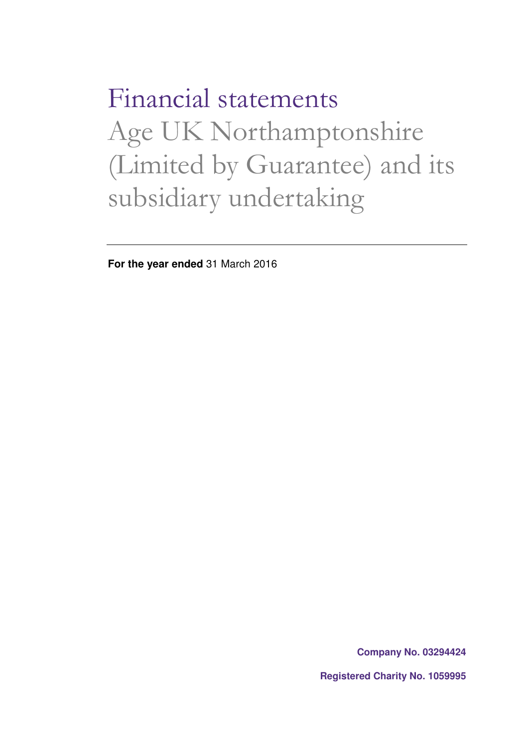# Financial statements

## Age UK Northamptonshire (Limited by Guarantee) and its subsidiary undertaking

---

**For the year ended** 31 March 2016

**Company No. 03294424**

**Registered Charity No. 1059995**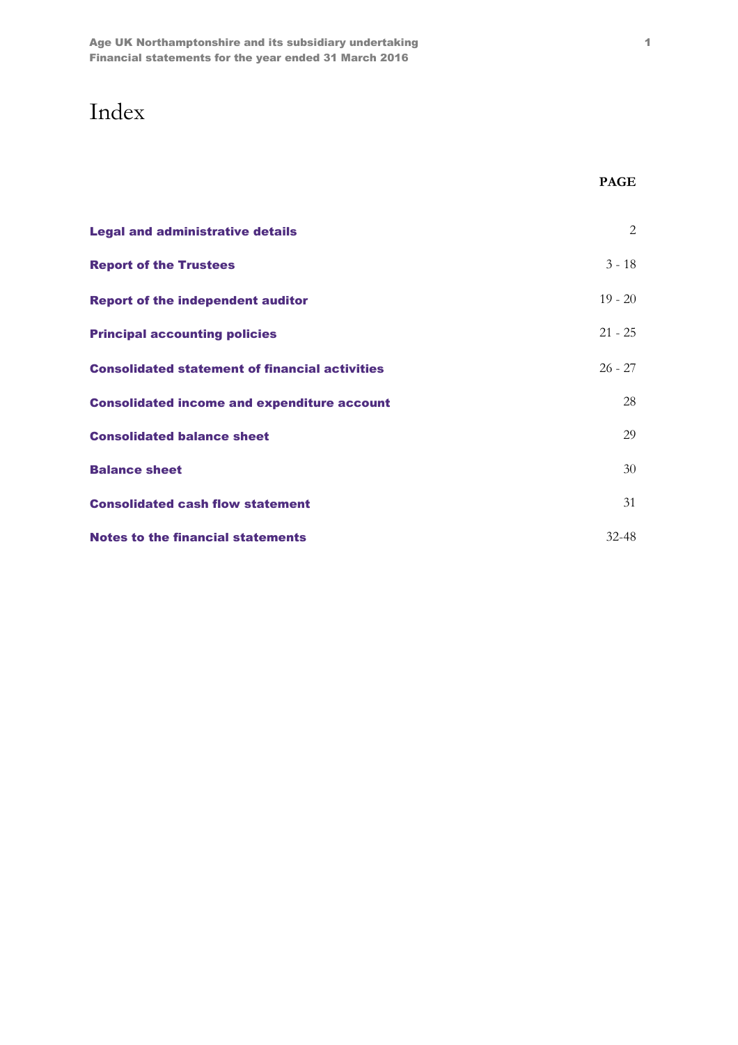# Index

| | PAGE |
|---|---|
| **Legal and administrative details** | 2 |
| **Report of the Trustees** | 3 - 18 |
| **Report of the independent auditor** | 19 - 20 |
| **Principal accounting policies** | 21 - 25 |
| **Consolidated statement of financial activities** | 26 - 27 |
| **Consolidated income and expenditure account** | 28 |
| **Consolidated balance sheet** | 29 |
| **Balance sheet** | 30 |
| **Consolidated cash flow statement** | 31 |
| **Notes to the financial statements** | 32-48 |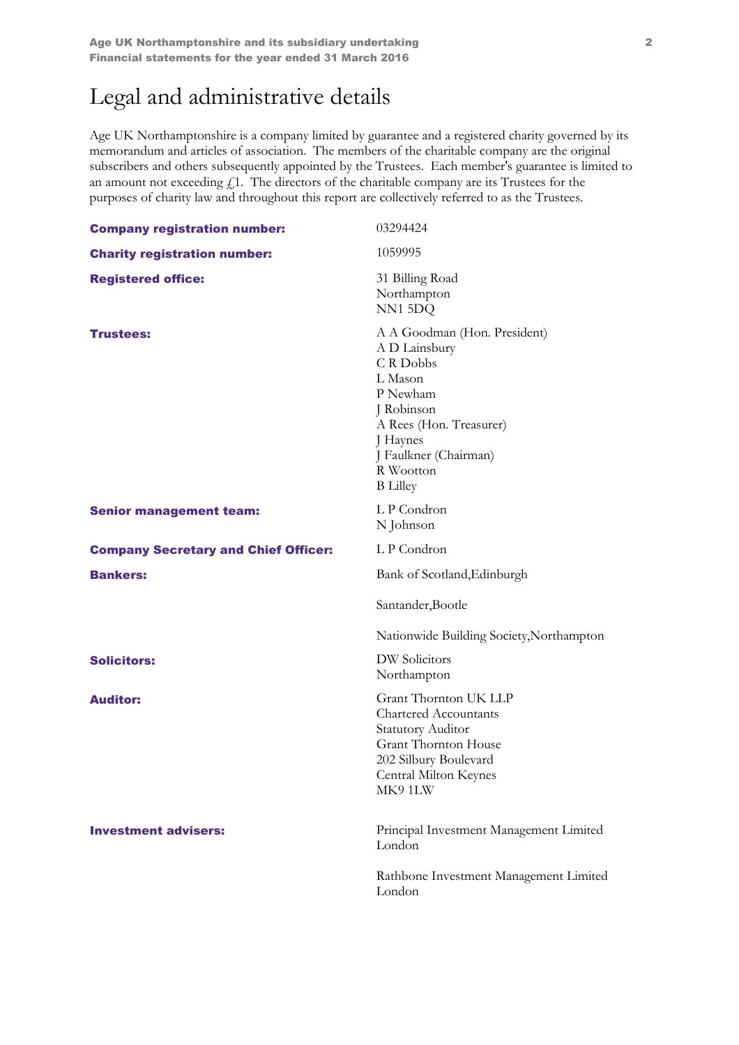# Legal and administrative details

Age UK Northamptonshire is a company limited by guarantee and a registered charity governed by its memorandum and articles of association. The members of the charitable company are the original subscribers and others subsequently appointed by the Trustees. Each member's guarantee is limited to an amount not exceeding £1. The directors of the charitable company are its Trustees for the purposes of charity law and throughout this report are collectively referred to as the Trustees.

**Company registration number:** 03294424

**Charity registration number:** 1059995

**Registered office:**
31 Billing Road
Northampton
NN1 5DQ

**Trustees:**
A A Goodman (Hon. President)
A D Lainsbury
C R Dobbs
L Mason
P Newham
J Robinson
A Rees (Hon. Treasurer)
J Haynes
J Faulkner (Chairman)
R Wootton
B Lilley

**Senior management team:**
L P Condron
N Johnson

**Company Secretary and Chief Officer:** L P Condron

**Bankers:**
Bank of Scotland,Edinburgh

Santander,Bootle

Nationwide Building Society,Northampton

**Solicitors:**
DW Solicitors
Northampton

**Auditor:**
Grant Thornton UK LLP
Chartered Accountants
Statutory Auditor
Grant Thornton House
202 Silbury Boulevard
Central Milton Keynes
MK9 1LW

**Investment advisers:**
Principal Investment Management Limited
London

Rathbone Investment Management Limited
London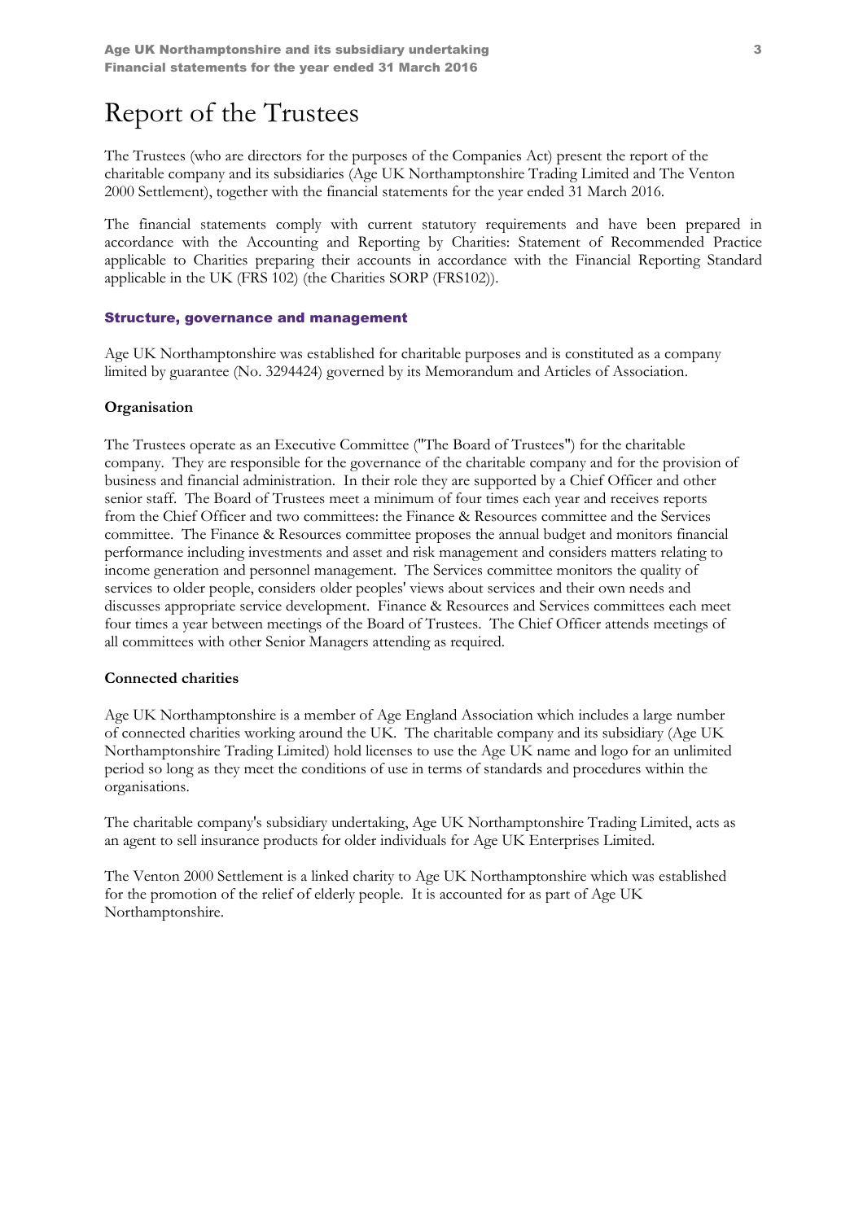# Report of the Trustees

The Trustees (who are directors for the purposes of the Companies Act) present the report of the charitable company and its subsidiaries (Age UK Northamptonshire Trading Limited and The Venton 2000 Settlement), together with the financial statements for the year ended 31 March 2016.

The financial statements comply with current statutory requirements and have been prepared in accordance with the Accounting and Reporting by Charities: Statement of Recommended Practice applicable to Charities preparing their accounts in accordance with the Financial Reporting Standard applicable in the UK (FRS 102) (the Charities SORP (FRS102)).

## Structure, governance and management

Age UK Northamptonshire was established for charitable purposes and is constituted as a company limited by guarantee (No. 3294424) governed by its Memorandum and Articles of Association.

### Organisation

The Trustees operate as an Executive Committee ("The Board of Trustees") for the charitable company. They are responsible for the governance of the charitable company and for the provision of business and financial administration. In their role they are supported by a Chief Officer and other senior staff. The Board of Trustees meet a minimum of four times each year and receives reports from the Chief Officer and two committees: the Finance & Resources committee and the Services committee. The Finance & Resources committee proposes the annual budget and monitors financial performance including investments and asset and risk management and considers matters relating to income generation and personnel management. The Services committee monitors the quality of services to older people, considers older peoples' views about services and their own needs and discusses appropriate service development. Finance & Resources and Services committees each meet four times a year between meetings of the Board of Trustees. The Chief Officer attends meetings of all committees with other Senior Managers attending as required.

### Connected charities

Age UK Northamptonshire is a member of Age England Association which includes a large number of connected charities working around the UK. The charitable company and its subsidiary (Age UK Northamptonshire Trading Limited) hold licenses to use the Age UK name and logo for an unlimited period so long as they meet the conditions of use in terms of standards and procedures within the organisations.

The charitable company's subsidiary undertaking, Age UK Northamptonshire Trading Limited, acts as an agent to sell insurance products for older individuals for Age UK Enterprises Limited.

The Venton 2000 Settlement is a linked charity to Age UK Northamptonshire which was established for the promotion of the relief of elderly people. It is accounted for as part of Age UK Northamptonshire.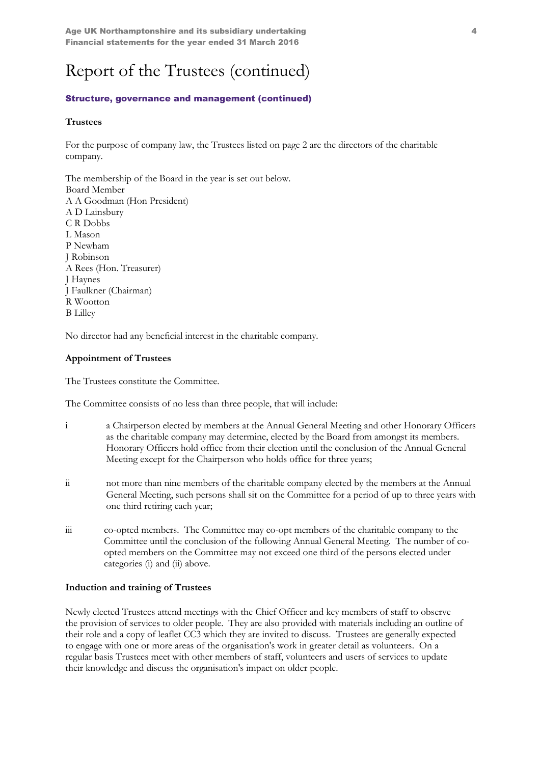# Report of the Trustees (continued)

## Structure, governance and management (continued)

### Trustees

For the purpose of company law, the Trustees listed on page 2 are the directors of the charitable company.

The membership of the Board in the year is set out below.
Board Member
A A Goodman (Hon President)
A D Lainsbury
C R Dobbs
L Mason
P Newham
J Robinson
A Rees (Hon. Treasurer)
J Haynes
J Faulkner (Chairman)
R Wootton
B Lilley

No director had any beneficial interest in the charitable company.

### Appointment of Trustees

The Trustees constitute the Committee.

The Committee consists of no less than three people, that will include:

i a Chairperson elected by members at the Annual General Meeting and other Honorary Officers as the charitable company may determine, elected by the Board from amongst its members. Honorary Officers hold office from their election until the conclusion of the Annual General Meeting except for the Chairperson who holds office for three years;

ii not more than nine members of the charitable company elected by the members at the Annual General Meeting, such persons shall sit on the Committee for a period of up to three years with one third retiring each year;

iii co-opted members. The Committee may co-opt members of the charitable company to the Committee until the conclusion of the following Annual General Meeting. The number of co-opted members on the Committee may not exceed one third of the persons elected under categories (i) and (ii) above.

### Induction and training of Trustees

Newly elected Trustees attend meetings with the Chief Officer and key members of staff to observe the provision of services to older people. They are also provided with materials including an outline of their role and a copy of leaflet CC3 which they are invited to discuss. Trustees are generally expected to engage with one or more areas of the organisation's work in greater detail as volunteers. On a regular basis Trustees meet with other members of staff, volunteers and users of services to update their knowledge and discuss the organisation's impact on older people.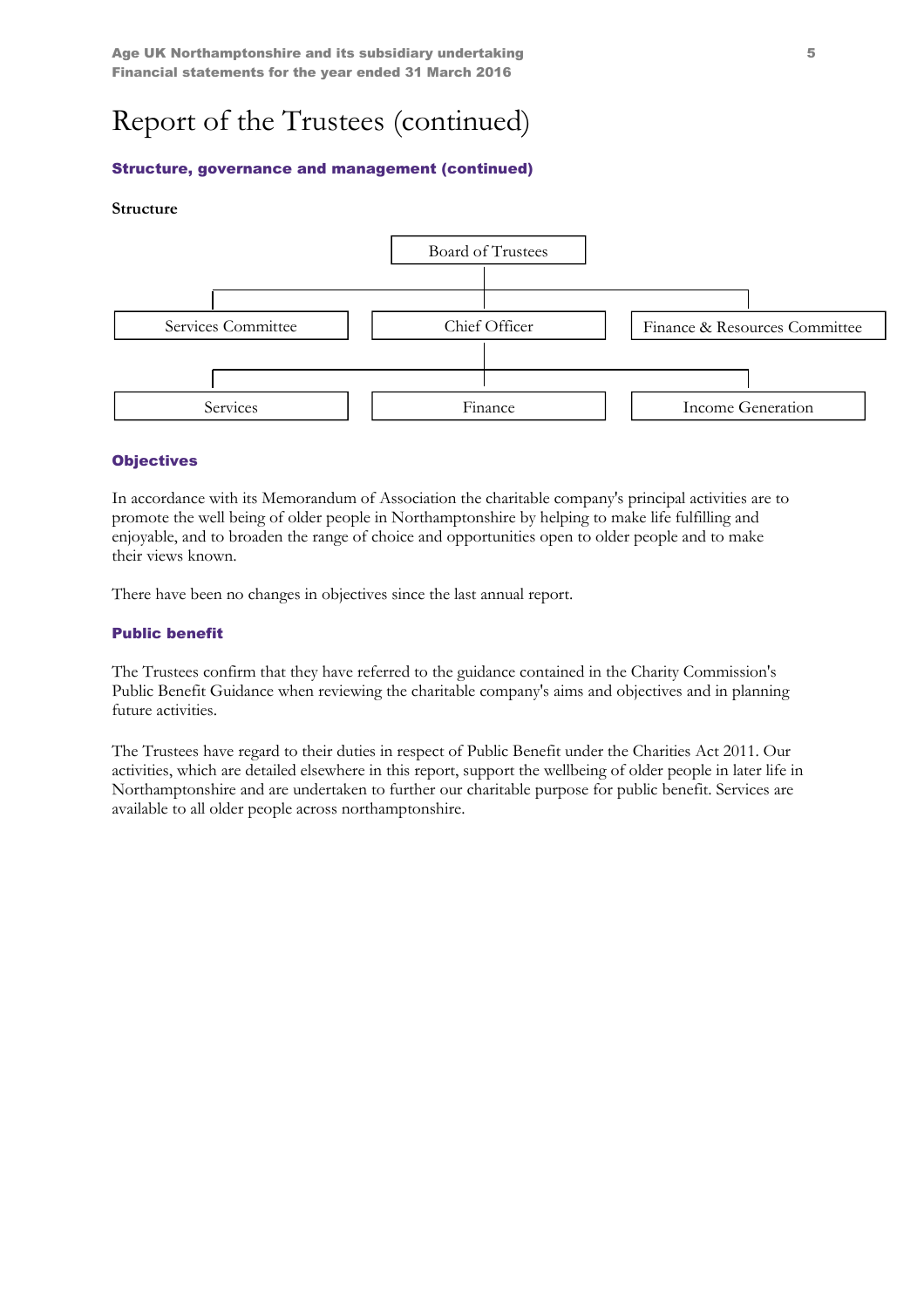# Report of the Trustees (continued)

## Structure, governance and management (continued)

**Structure**

Board of Trustees

Services Committee | Chief Officer | Finance & Resources Committee

Services | Finance | Income Generation

## Objectives

In accordance with its Memorandum of Association the charitable company's principal activities are to promote the well being of older people in Northamptonshire by helping to make life fulfilling and enjoyable, and to broaden the range of choice and opportunities open to older people and to make their views known.

There have been no changes in objectives since the last annual report.

## Public benefit

The Trustees confirm that they have referred to the guidance contained in the Charity Commission's Public Benefit Guidance when reviewing the charitable company's aims and objectives and in planning future activities.

The Trustees have regard to their duties in respect of Public Benefit under the Charities Act 2011. Our activities, which are detailed elsewhere in this report, support the wellbeing of older people in later life in Northamptonshire and are undertaken to further our charitable purpose for public benefit. Services are available to all older people across northamptonshire.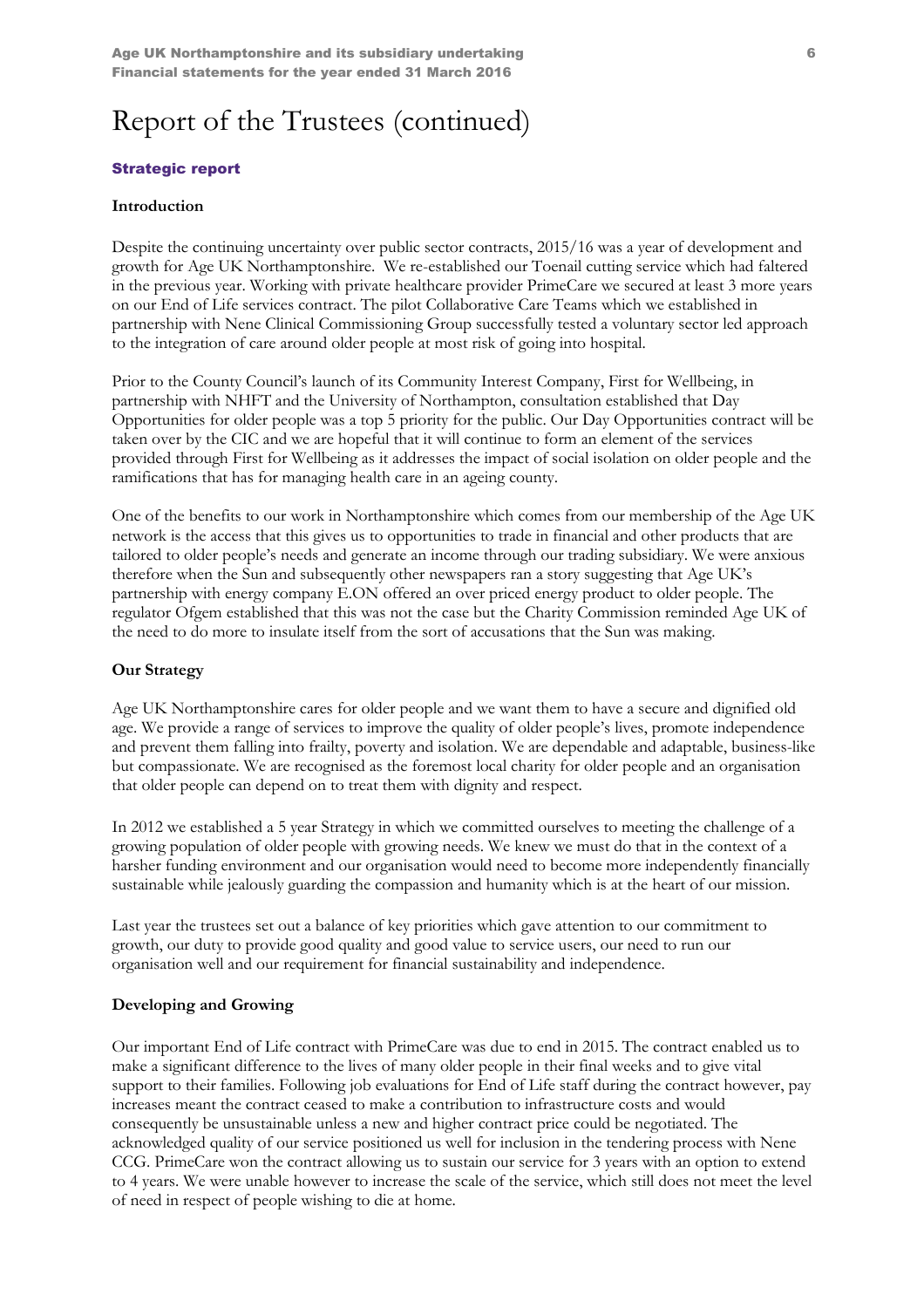# Report of the Trustees (continued)

## Strategic report

### Introduction

Despite the continuing uncertainty over public sector contracts, 2015/16 was a year of development and growth for Age UK Northamptonshire. We re-established our Toenail cutting service which had faltered in the previous year. Working with private healthcare provider PrimeCare we secured at least 3 more years on our End of Life services contract. The pilot Collaborative Care Teams which we established in partnership with Nene Clinical Commissioning Group successfully tested a voluntary sector led approach to the integration of care around older people at most risk of going into hospital.

Prior to the County Council's launch of its Community Interest Company, First for Wellbeing, in partnership with NHFT and the University of Northampton, consultation established that Day Opportunities for older people was a top 5 priority for the public. Our Day Opportunities contract will be taken over by the CIC and we are hopeful that it will continue to form an element of the services provided through First for Wellbeing as it addresses the impact of social isolation on older people and the ramifications that has for managing health care in an ageing county.

One of the benefits to our work in Northamptonshire which comes from our membership of the Age UK network is the access that this gives us to opportunities to trade in financial and other products that are tailored to older people's needs and generate an income through our trading subsidiary. We were anxious therefore when the Sun and subsequently other newspapers ran a story suggesting that Age UK's partnership with energy company E.ON offered an over priced energy product to older people. The regulator Ofgem established that this was not the case but the Charity Commission reminded Age UK of the need to do more to insulate itself from the sort of accusations that the Sun was making.

### Our Strategy

Age UK Northamptonshire cares for older people and we want them to have a secure and dignified old age. We provide a range of services to improve the quality of older people's lives, promote independence and prevent them falling into frailty, poverty and isolation. We are dependable and adaptable, business-like but compassionate. We are recognised as the foremost local charity for older people and an organisation that older people can depend on to treat them with dignity and respect.

In 2012 we established a 5 year Strategy in which we committed ourselves to meeting the challenge of a growing population of older people with growing needs. We knew we must do that in the context of a harsher funding environment and our organisation would need to become more independently financially sustainable while jealously guarding the compassion and humanity which is at the heart of our mission.

Last year the trustees set out a balance of key priorities which gave attention to our commitment to growth, our duty to provide good quality and good value to service users, our need to run our organisation well and our requirement for financial sustainability and independence.

### Developing and Growing

Our important End of Life contract with PrimeCare was due to end in 2015. The contract enabled us to make a significant difference to the lives of many older people in their final weeks and to give vital support to their families. Following job evaluations for End of Life staff during the contract however, pay increases meant the contract ceased to make a contribution to infrastructure costs and would consequently be unsustainable unless a new and higher contract price could be negotiated. The acknowledged quality of our service positioned us well for inclusion in the tendering process with Nene CCG. PrimeCare won the contract allowing us to sustain our service for 3 years with an option to extend to 4 years. We were unable however to increase the scale of the service, which still does not meet the level of need in respect of people wishing to die at home.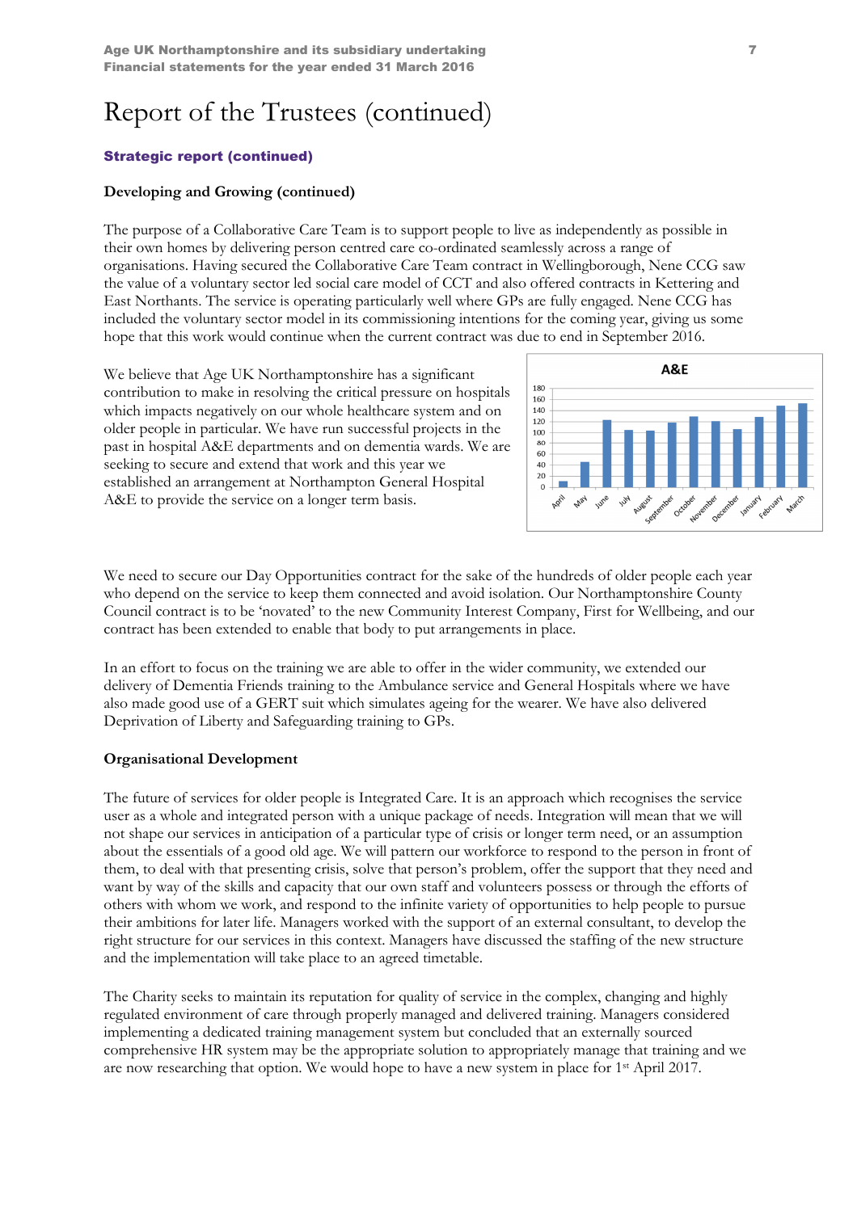# Report of the Trustees (continued)

## Strategic report (continued)

### Developing and Growing (continued)

The purpose of a Collaborative Care Team is to support people to live as independently as possible in their own homes by delivering person centred care co-ordinated seamlessly across a range of organisations. Having secured the Collaborative Care Team contract in Wellingborough, Nene CCG saw the value of a voluntary sector led social care model of CCT and also offered contracts in Kettering and East Northants. The service is operating particularly well where GPs are fully engaged. Nene CCG has included the voluntary sector model in its commissioning intentions for the coming year, giving us some hope that this work would continue when the current contract was due to end in September 2016.

We believe that Age UK Northamptonshire has a significant contribution to make in resolving the critical pressure on hospitals which impacts negatively on our whole healthcare system and on older people in particular. We have run successful projects in the past in hospital A&E departments and on dementia wards. We are seeking to secure and extend that work and this year we established an arrangement at Northampton General Hospital A&E to provide the service on a longer term basis.

We need to secure our Day Opportunities contract for the sake of the hundreds of older people each year who depend on the service to keep them connected and avoid isolation. Our Northamptonshire County Council contract is to be 'novated' to the new Community Interest Company, First for Wellbeing, and our contract has been extended to enable that body to put arrangements in place.

In an effort to focus on the training we are able to offer in the wider community, we extended our delivery of Dementia Friends training to the Ambulance service and General Hospitals where we have also made good use of a GERT suit which simulates ageing for the wearer. We have also delivered Deprivation of Liberty and Safeguarding training to GPs.

### Organisational Development

The future of services for older people is Integrated Care. It is an approach which recognises the service user as a whole and integrated person with a unique package of needs. Integration will mean that we will not shape our services in anticipation of a particular type of crisis or longer term need, or an assumption about the essentials of a good old age. We will pattern our workforce to respond to the person in front of them, to deal with that presenting crisis, solve that person's problem, offer the support that they need and want by way of the skills and capacity that our own staff and volunteers possess or through the efforts of others with whom we work, and respond to the infinite variety of opportunities to help people to pursue their ambitions for later life. Managers worked with the support of an external consultant, to develop the right structure for our services in this context. Managers have discussed the staffing of the new structure and the implementation will take place to an agreed timetable.

The Charity seeks to maintain its reputation for quality of service in the complex, changing and highly regulated environment of care through properly managed and delivered training. Managers considered implementing a dedicated training management system but concluded that an externally sourced comprehensive HR system may be the appropriate solution to appropriately manage that training and we are now researching that option. We would hope to have a new system in place for 1st April 2017.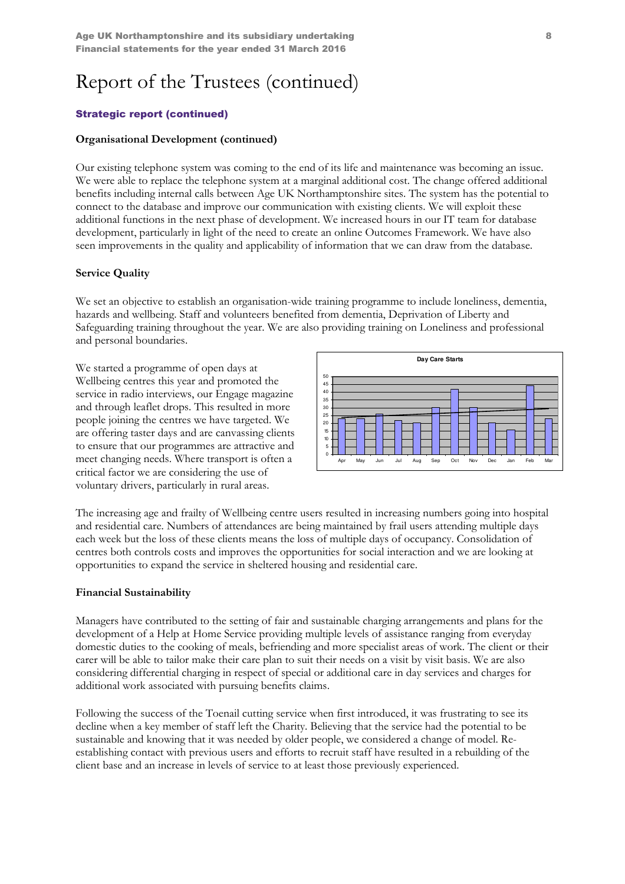# Report of the Trustees (continued)

## Strategic report (continued)

### Organisational Development (continued)

Our existing telephone system was coming to the end of its life and maintenance was becoming an issue. We were able to replace the telephone system at a marginal additional cost. The change offered additional benefits including internal calls between Age UK Northamptonshire sites. The system has the potential to connect to the database and improve our communication with existing clients. We will exploit these additional functions in the next phase of development. We increased hours in our IT team for database development, particularly in light of the need to create an online Outcomes Framework. We have also seen improvements in the quality and applicability of information that we can draw from the database.

### Service Quality

We set an objective to establish an organisation-wide training programme to include loneliness, dementia, hazards and wellbeing. Staff and volunteers benefited from dementia, Deprivation of Liberty and Safeguarding training throughout the year. We are also providing training on Loneliness and professional and personal boundaries.

We started a programme of open days at Wellbeing centres this year and promoted the service in radio interviews, our Engage magazine and through leaflet drops. This resulted in more people joining the centres we have targeted. We are offering taster days and are canvassing clients to ensure that our programmes are attractive and meet changing needs. Where transport is often a critical factor we are considering the use of voluntary drivers, particularly in rural areas.

The increasing age and frailty of Wellbeing centre users resulted in increasing numbers going into hospital and residential care. Numbers of attendances are being maintained by frail users attending multiple days each week but the loss of these clients means the loss of multiple days of occupancy. Consolidation of centres both controls costs and improves the opportunities for social interaction and we are looking at opportunities to expand the service in sheltered housing and residential care.

### Financial Sustainability

Managers have contributed to the setting of fair and sustainable charging arrangements and plans for the development of a Help at Home Service providing multiple levels of assistance ranging from everyday domestic duties to the cooking of meals, befriending and more specialist areas of work. The client or their carer will be able to tailor make their care plan to suit their needs on a visit by visit basis. We are also considering differential charging in respect of special or additional care in day services and charges for additional work associated with pursuing benefits claims.

Following the success of the Toenail cutting service when first introduced, it was frustrating to see its decline when a key member of staff left the Charity. Believing that the service had the potential to be sustainable and knowing that it was needed by older people, we considered a change of model. Re-establishing contact with previous users and efforts to recruit staff have resulted in a rebuilding of the client base and an increase in levels of service to at least those previously experienced.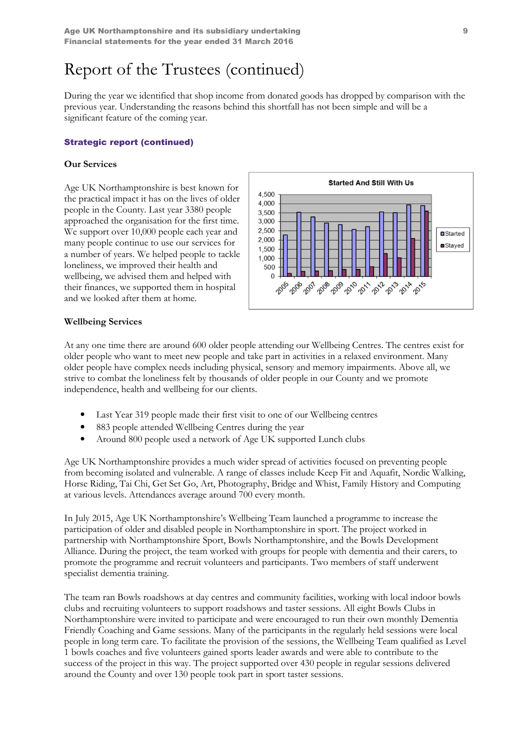# Report of the Trustees (continued)

During the year we identified that shop income from donated goods has dropped by comparison with the previous year. Understanding the reasons behind this shortfall has not been simple and will be a significant feature of the coming year.

### Strategic report (continued)

**Our Services**

Age UK Northamptonshire is best known for the practical impact it has on the lives of older people in the County. Last year 3380 people approached the organisation for the first time. We support over 10,000 people each year and many people continue to use our services for a number of years. We helped people to tackle loneliness, we improved their health and wellbeing, we advised them and helped with their finances, we supported them in hospital and we looked after them at home.

**Wellbeing Services**

At any one time there are around 600 older people attending our Wellbeing Centres. The centres exist for older people who want to meet new people and take part in activities in a relaxed environment. Many older people have complex needs including physical, sensory and memory impairments. Above all, we strive to combat the loneliness felt by thousands of older people in our County and we promote independence, health and wellbeing for our clients.

- Last Year 319 people made their first visit to one of our Wellbeing centres
- 883 people attended Wellbeing Centres during the year
- Around 800 people used a network of Age UK supported Lunch clubs

Age UK Northamptonshire provides a much wider spread of activities focused on preventing people from becoming isolated and vulnerable. A range of classes include Keep Fit and Aquafit, Nordic Walking, Horse Riding, Tai Chi, Get Set Go, Art, Photography, Bridge and Whist, Family History and Computing at various levels. Attendances average around 700 every month.

In July 2015, Age UK Northamptonshire's Wellbeing Team launched a programme to increase the participation of older and disabled people in Northamptonshire in sport. The project worked in partnership with Northamptonshire Sport, Bowls Northamptonshire, and the Bowls Development Alliance. During the project, the team worked with groups for people with dementia and their carers, to promote the programme and recruit volunteers and participants. Two members of staff underwent specialist dementia training.

The team ran Bowls roadshows at day centres and community facilities, working with local indoor bowls clubs and recruiting volunteers to support roadshows and taster sessions. All eight Bowls Clubs in Northamptonshire were invited to participate and were encouraged to run their own monthly Dementia Friendly Coaching and Game sessions. Many of the participants in the regularly held sessions were local people in long term care. To facilitate the provision of the sessions, the Wellbeing Team qualified as Level 1 bowls coaches and five volunteers gained sports leader awards and were able to contribute to the success of the project in this way. The project supported over 430 people in regular sessions delivered around the County and over 130 people took part in sport taster sessions.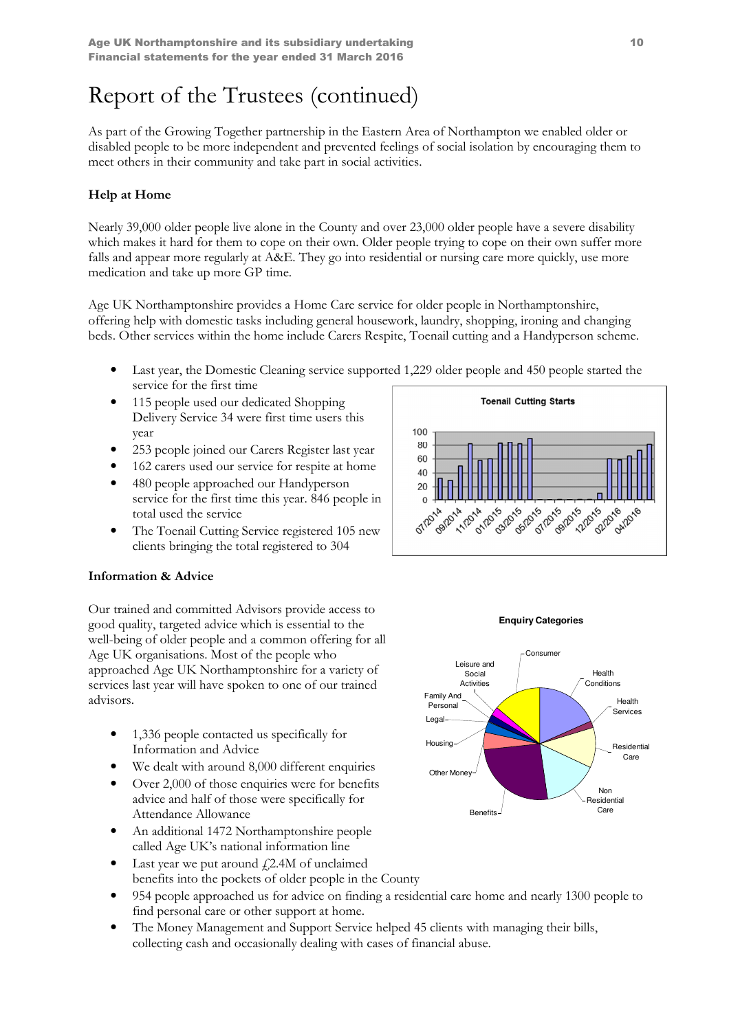# Report of the Trustees (continued)

As part of the Growing Together partnership in the Eastern Area of Northampton we enabled older or disabled people to be more independent and prevented feelings of social isolation by encouraging them to meet others in their community and take part in social activities.

### Help at Home

Nearly 39,000 older people live alone in the County and over 23,000 older people have a severe disability which makes it hard for them to cope on their own. Older people trying to cope on their own suffer more falls and appear more regularly at A&E. They go into residential or nursing care more quickly, use more medication and take up more GP time.

Age UK Northamptonshire provides a Home Care service for older people in Northamptonshire, offering help with domestic tasks including general housework, laundry, shopping, ironing and changing beds. Other services within the home include Carers Respite, Toenail cutting and a Handyperson scheme.

- Last year, the Domestic Cleaning service supported 1,229 older people and 450 people started the service for the first time
- 115 people used our dedicated Shopping Delivery Service 34 were first time users this year
- 253 people joined our Carers Register last year
- 162 carers used our service for respite at home
- 480 people approached our Handyperson service for the first time this year. 846 people in total used the service
- The Toenail Cutting Service registered 105 new clients bringing the total registered to 304

### Information & Advice

Our trained and committed Advisors provide access to good quality, targeted advice which is essential to the well-being of older people and a common offering for all Age UK organisations. Most of the people who approached Age UK Northamptonshire for a variety of services last year will have spoken to one of our trained advisors.

- 1,336 people contacted us specifically for Information and Advice
- We dealt with around 8,000 different enquiries
- Over 2,000 of those enquiries were for benefits advice and half of those were specifically for Attendance Allowance
- An additional 1472 Northamptonshire people called Age UK's national information line
- Last year we put around £2.4M of unclaimed benefits into the pockets of older people in the County
- 954 people approached us for advice on finding a residential care home and nearly 1300 people to find personal care or other support at home.
- The Money Management and Support Service helped 45 clients with managing their bills, collecting cash and occasionally dealing with cases of financial abuse.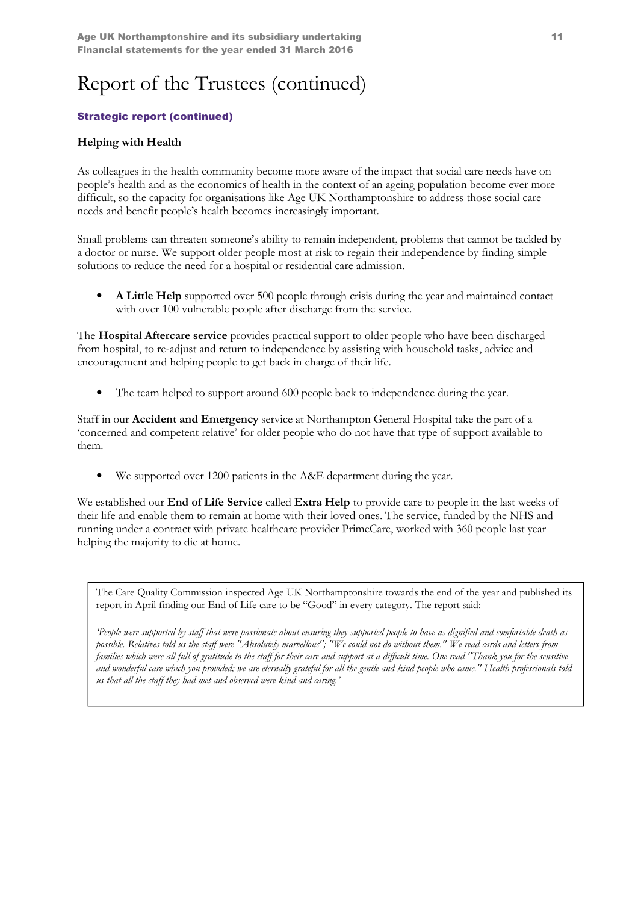# Report of the Trustees (continued)

### Strategic report (continued)

**Helping with Health**

As colleagues in the health community become more aware of the impact that social care needs have on people's health and as the economics of health in the context of an ageing population become ever more difficult, so the capacity for organisations like Age UK Northamptonshire to address those social care needs and benefit people's health becomes increasingly important.

Small problems can threaten someone's ability to remain independent, problems that cannot be tackled by a doctor or nurse. We support older people most at risk to regain their independence by finding simple solutions to reduce the need for a hospital or residential care admission.

- **A Little Help** supported over 500 people through crisis during the year and maintained contact with over 100 vulnerable people after discharge from the service.

The **Hospital Aftercare service** provides practical support to older people who have been discharged from hospital, to re-adjust and return to independence by assisting with household tasks, advice and encouragement and helping people to get back in charge of their life.

- The team helped to support around 600 people back to independence during the year.

Staff in our **Accident and Emergency** service at Northampton General Hospital take the part of a 'concerned and competent relative' for older people who do not have that type of support available to them.

- We supported over 1200 patients in the A&E department during the year.

We established our **End of Life Service** called **Extra Help** to provide care to people in the last weeks of their life and enable them to remain at home with their loved ones. The service, funded by the NHS and running under a contract with private healthcare provider PrimeCare, worked with 360 people last year helping the majority to die at home.

The Care Quality Commission inspected Age UK Northamptonshire towards the end of the year and published its report in April finding our End of Life care to be "Good" in every category. The report said:

*'People were supported by staff that were passionate about ensuring they supported people to have as dignified and comfortable death as possible. Relatives told us the staff were "Absolutely marvellous"; "We could not do without them." We read cards and letters from families which were all full of gratitude to the staff for their care and support at a difficult time. One read "Thank you for the sensitive and wonderful care which you provided; we are eternally grateful for all the gentle and kind people who came." Health professionals told us that all the staff they had met and observed were kind and caring.'*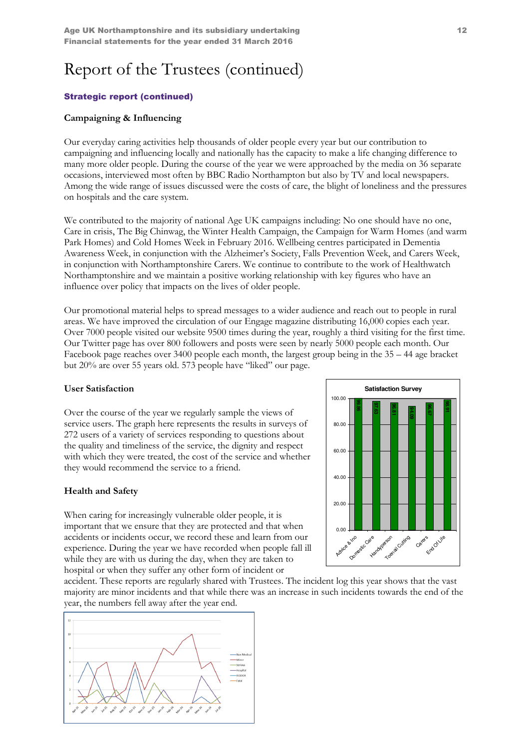# Report of the Trustees (continued)

## Strategic report (continued)

### Campaigning & Influencing

Our everyday caring activities help thousands of older people every year but our contribution to campaigning and influencing locally and nationally has the capacity to make a life changing difference to many more older people. During the course of the year we were approached by the media on 36 separate occasions, interviewed most often by BBC Radio Northampton but also by TV and local newspapers. Among the wide range of issues discussed were the costs of care, the blight of loneliness and the pressures on hospitals and the care system.

We contributed to the majority of national Age UK campaigns including: No one should have no one, Care in crisis, The Big Chinwag, the Winter Health Campaign, the Campaign for Warm Homes (and warm Park Homes) and Cold Homes Week in February 2016. Wellbeing centres participated in Dementia Awareness Week, in conjunction with the Alzheimer's Society, Falls Prevention Week, and Carers Week, in conjunction with Northamptonshire Carers. We continue to contribute to the work of Healthwatch Northamptonshire and we maintain a positive working relationship with key figures who have an influence over policy that impacts on the lives of older people.

Our promotional material helps to spread messages to a wider audience and reach out to people in rural areas. We have improved the circulation of our Engage magazine distributing 16,000 copies each year. Over 7000 people visited our website 9500 times during the year, roughly a third visiting for the first time. Our Twitter page has over 800 followers and posts were seen by nearly 5000 people each month. Our Facebook page reaches over 3400 people each month, the largest group being in the 35 – 44 age bracket but 20% are over 55 years old. 573 people have "liked" our page.

### User Satisfaction

Over the course of the year we regularly sample the views of service users. The graph here represents the results in surveys of 272 users of a variety of services responding to questions about the quality and timeliness of the service, the dignity and respect with which they were treated, the cost of the service and whether they would recommend the service to a friend.

**Satisfaction Survey**

| Service | Satisfaction |
|---|---|
| Advice & Ino | 99.86 |
| Domestic Care | 97.63 |
| Handyperson | 96.81 |
| Toenail Cutting | 94.09 |
| Carers | 96.67 |
| End Of Life | 98.91 |

### Health and Safety

When caring for increasingly vulnerable older people, it is important that we ensure that they are protected and that when accidents or incidents occur, we record these and learn from our experience. During the year we have recorded when people fall ill while they are with us during the day, when they are taken to hospital or when they suffer any other form of incident or accident. These reports are regularly shared with Trustees. The incident log this year shows that the vast majority are minor incidents and that while there was an increase in such incidents towards the end of the year, the numbers fell away after the year end.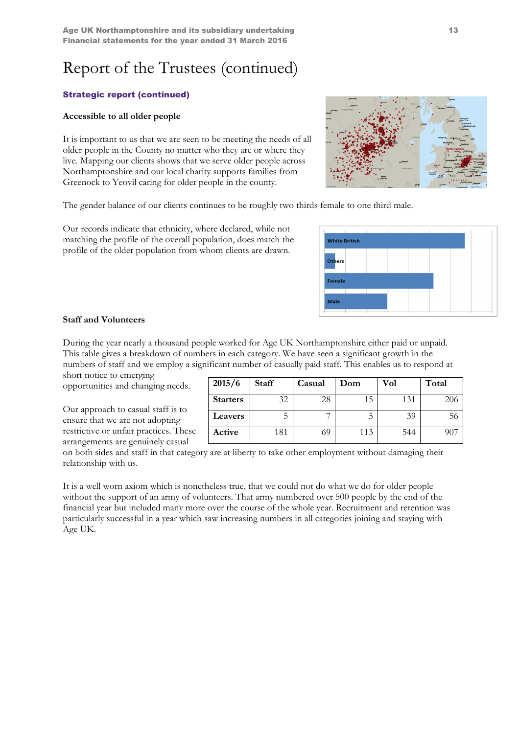# Report of the Trustees (continued)

## Strategic report (continued)

### Accessible to all older people

It is important to us that we are seen to be meeting the needs of all older people in the County no matter who they are or where they live. Mapping our clients shows that we serve older people across Northamptonshire and our local charity supports families from Greenock to Yeovil caring for older people in the county.

The gender balance of our clients continues to be roughly two thirds female to one third male.

Our records indicate that ethnicity, where declared, while not matching the profile of the overall population, does match the profile of the older population from whom clients are drawn.

### Staff and Volunteers

During the year nearly a thousand people worked for Age UK Northamptonshire either paid or unpaid. This table gives a breakdown of numbers in each category. We have seen a significant growth in the numbers of staff and we employ a significant number of casually paid staff. This enables us to respond at short notice to emerging opportunities and changing needs.

| 2015/6 | Staff | Casual | Dom | Vol | Total |
|---|---|---|---|---|---|
| **Starters** | 32 | 28 | 15 | 131 | 206 |
| **Leavers** | 5 | 7 | 5 | 39 | 56 |
| **Active** | 181 | 69 | 113 | 544 | 907 |

Our approach to casual staff is to ensure that we are not adopting restrictive or unfair practices. These arrangements are genuinely casual on both sides and staff in that category are at liberty to take other employment without damaging their relationship with us.

It is a well worn axiom which is nonetheless true, that we could not do what we do for older people without the support of an army of volunteers. That army numbered over 500 people by the end of the financial year but included many more over the course of the whole year. Recruitment and retention was particularly successful in a year which saw increasing numbers in all categories joining and staying with Age UK.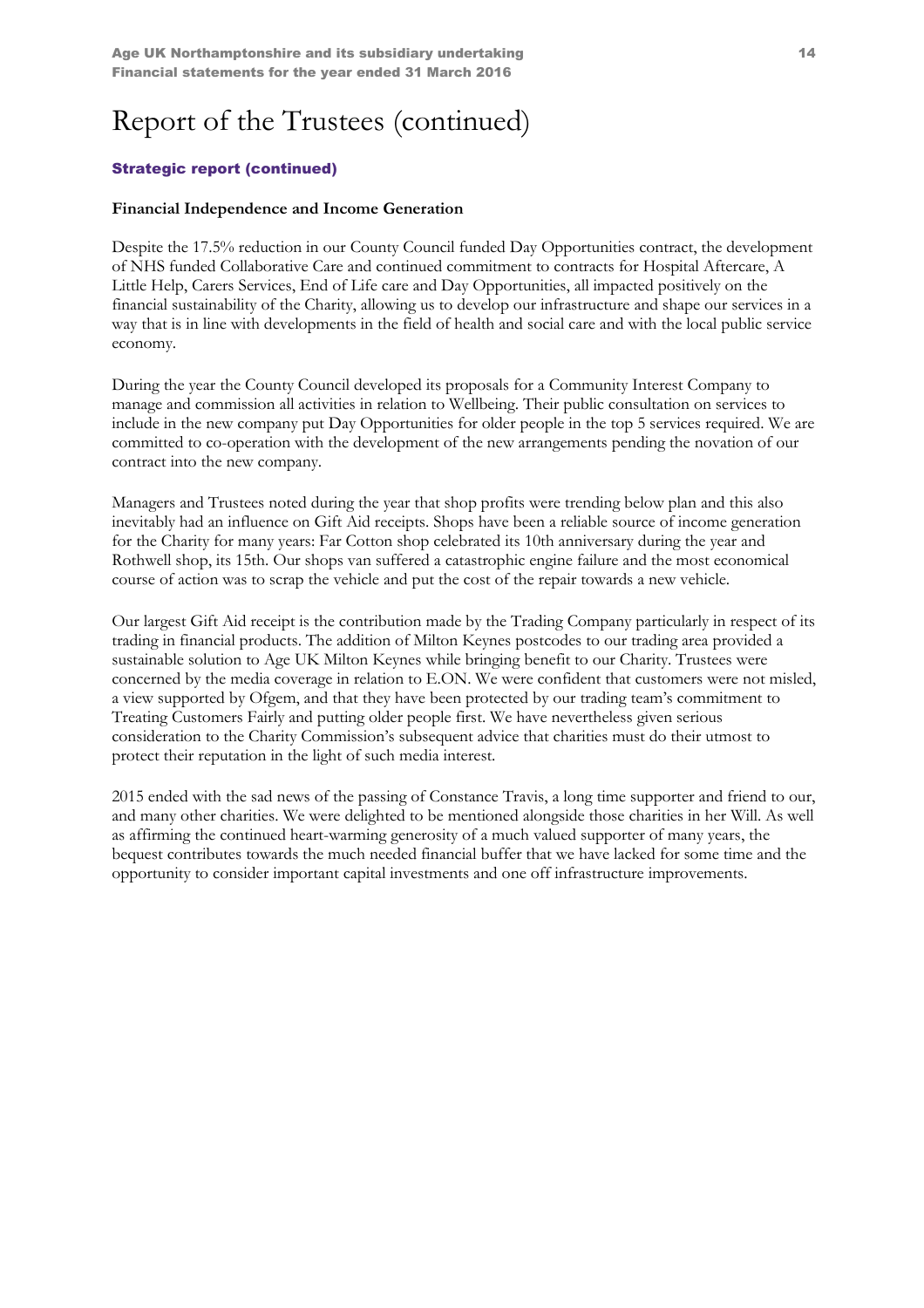# Report of the Trustees (continued)

### Strategic report (continued)

**Financial Independence and Income Generation**

Despite the 17.5% reduction in our County Council funded Day Opportunities contract, the development of NHS funded Collaborative Care and continued commitment to contracts for Hospital Aftercare, A Little Help, Carers Services, End of Life care and Day Opportunities, all impacted positively on the financial sustainability of the Charity, allowing us to develop our infrastructure and shape our services in a way that is in line with developments in the field of health and social care and with the local public service economy.

During the year the County Council developed its proposals for a Community Interest Company to manage and commission all activities in relation to Wellbeing. Their public consultation on services to include in the new company put Day Opportunities for older people in the top 5 services required. We are committed to co-operation with the development of the new arrangements pending the novation of our contract into the new company.

Managers and Trustees noted during the year that shop profits were trending below plan and this also inevitably had an influence on Gift Aid receipts. Shops have been a reliable source of income generation for the Charity for many years: Far Cotton shop celebrated its 10th anniversary during the year and Rothwell shop, its 15th. Our shops van suffered a catastrophic engine failure and the most economical course of action was to scrap the vehicle and put the cost of the repair towards a new vehicle.

Our largest Gift Aid receipt is the contribution made by the Trading Company particularly in respect of its trading in financial products. The addition of Milton Keynes postcodes to our trading area provided a sustainable solution to Age UK Milton Keynes while bringing benefit to our Charity. Trustees were concerned by the media coverage in relation to E.ON. We were confident that customers were not misled, a view supported by Ofgem, and that they have been protected by our trading team's commitment to Treating Customers Fairly and putting older people first. We have nevertheless given serious consideration to the Charity Commission's subsequent advice that charities must do their utmost to protect their reputation in the light of such media interest.

2015 ended with the sad news of the passing of Constance Travis, a long time supporter and friend to our, and many other charities. We were delighted to be mentioned alongside those charities in her Will. As well as affirming the continued heart-warming generosity of a much valued supporter of many years, the bequest contributes towards the much needed financial buffer that we have lacked for some time and the opportunity to consider important capital investments and one off infrastructure improvements.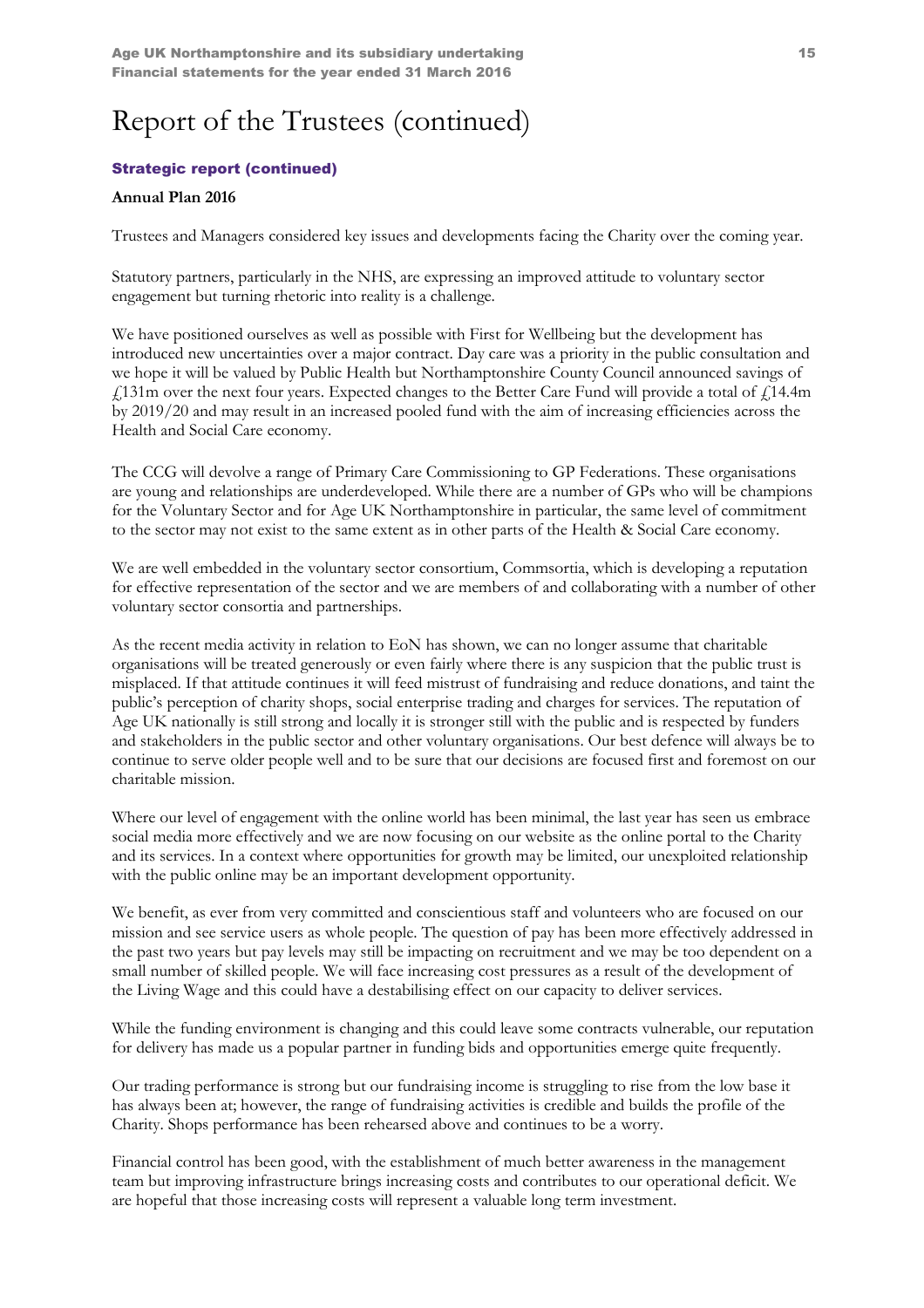# Report of the Trustees (continued)

## Strategic report (continued)

### Annual Plan 2016

Trustees and Managers considered key issues and developments facing the Charity over the coming year.

Statutory partners, particularly in the NHS, are expressing an improved attitude to voluntary sector engagement but turning rhetoric into reality is a challenge.

We have positioned ourselves as well as possible with First for Wellbeing but the development has introduced new uncertainties over a major contract. Day care was a priority in the public consultation and we hope it will be valued by Public Health but Northamptonshire County Council announced savings of £131m over the next four years. Expected changes to the Better Care Fund will provide a total of £14.4m by 2019/20 and may result in an increased pooled fund with the aim of increasing efficiencies across the Health and Social Care economy.

The CCG will devolve a range of Primary Care Commissioning to GP Federations. These organisations are young and relationships are underdeveloped. While there are a number of GPs who will be champions for the Voluntary Sector and for Age UK Northamptonshire in particular, the same level of commitment to the sector may not exist to the same extent as in other parts of the Health & Social Care economy.

We are well embedded in the voluntary sector consortium, Commsortia, which is developing a reputation for effective representation of the sector and we are members of and collaborating with a number of other voluntary sector consortia and partnerships.

As the recent media activity in relation to EoN has shown, we can no longer assume that charitable organisations will be treated generously or even fairly where there is any suspicion that the public trust is misplaced. If that attitude continues it will feed mistrust of fundraising and reduce donations, and taint the public's perception of charity shops, social enterprise trading and charges for services. The reputation of Age UK nationally is still strong and locally it is stronger still with the public and is respected by funders and stakeholders in the public sector and other voluntary organisations. Our best defence will always be to continue to serve older people well and to be sure that our decisions are focused first and foremost on our charitable mission.

Where our level of engagement with the online world has been minimal, the last year has seen us embrace social media more effectively and we are now focusing on our website as the online portal to the Charity and its services. In a context where opportunities for growth may be limited, our unexploited relationship with the public online may be an important development opportunity.

We benefit, as ever from very committed and conscientious staff and volunteers who are focused on our mission and see service users as whole people. The question of pay has been more effectively addressed in the past two years but pay levels may still be impacting on recruitment and we may be too dependent on a small number of skilled people. We will face increasing cost pressures as a result of the development of the Living Wage and this could have a destabilising effect on our capacity to deliver services.

While the funding environment is changing and this could leave some contracts vulnerable, our reputation for delivery has made us a popular partner in funding bids and opportunities emerge quite frequently.

Our trading performance is strong but our fundraising income is struggling to rise from the low base it has always been at; however, the range of fundraising activities is credible and builds the profile of the Charity. Shops performance has been rehearsed above and continues to be a worry.

Financial control has been good, with the establishment of much better awareness in the management team but improving infrastructure brings increasing costs and contributes to our operational deficit. We are hopeful that those increasing costs will represent a valuable long term investment.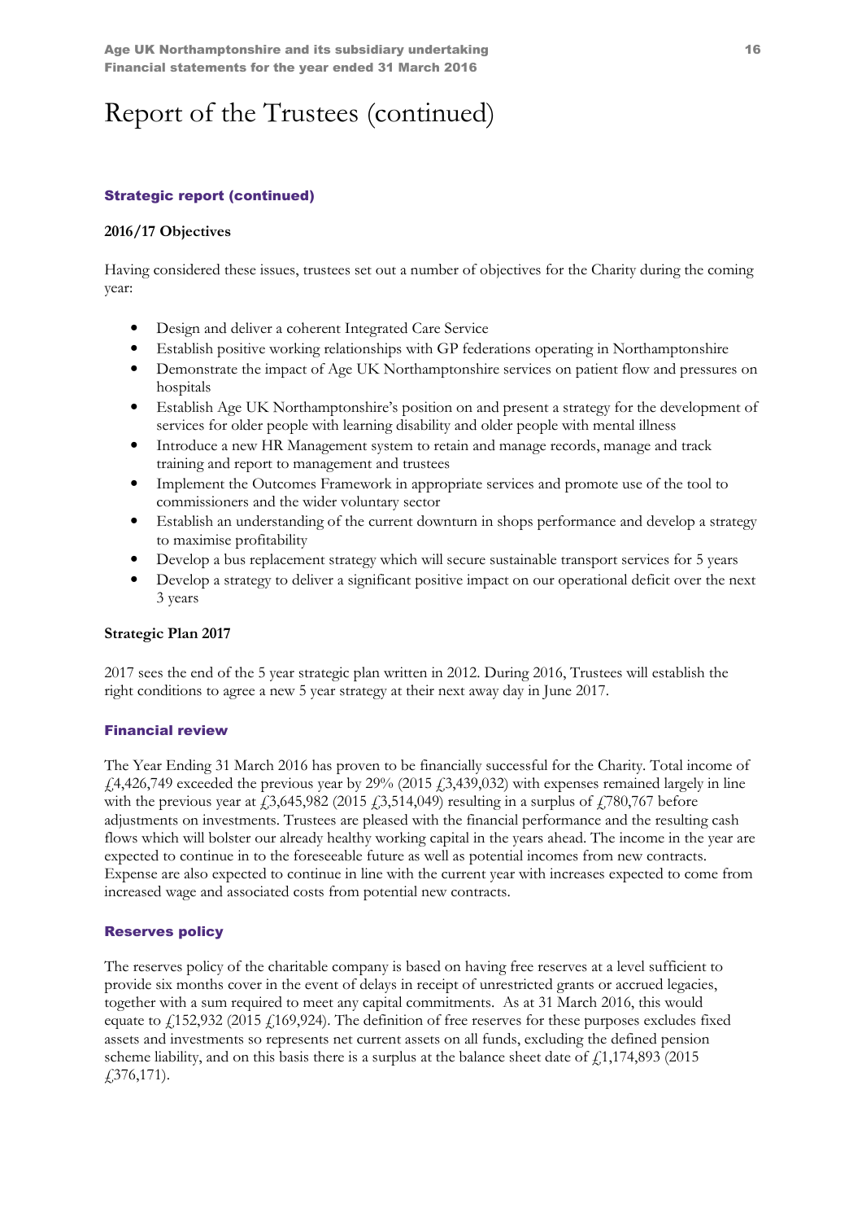# Report of the Trustees (continued)

## Strategic report (continued)

### 2016/17 Objectives

Having considered these issues, trustees set out a number of objectives for the Charity during the coming year:

- Design and deliver a coherent Integrated Care Service
- Establish positive working relationships with GP federations operating in Northamptonshire
- Demonstrate the impact of Age UK Northamptonshire services on patient flow and pressures on hospitals
- Establish Age UK Northamptonshire's position on and present a strategy for the development of services for older people with learning disability and older people with mental illness
- Introduce a new HR Management system to retain and manage records, manage and track training and report to management and trustees
- Implement the Outcomes Framework in appropriate services and promote use of the tool to commissioners and the wider voluntary sector
- Establish an understanding of the current downturn in shops performance and develop a strategy to maximise profitability
- Develop a bus replacement strategy which will secure sustainable transport services for 5 years
- Develop a strategy to deliver a significant positive impact on our operational deficit over the next 3 years

### Strategic Plan 2017

2017 sees the end of the 5 year strategic plan written in 2012. During 2016, Trustees will establish the right conditions to agree a new 5 year strategy at their next away day in June 2017.

## Financial review

The Year Ending 31 March 2016 has proven to be financially successful for the Charity. Total income of £4,426,749 exceeded the previous year by 29% (2015 £3,439,032) with expenses remained largely in line with the previous year at £3,645,982 (2015 £3,514,049) resulting in a surplus of £780,767 before adjustments on investments. Trustees are pleased with the financial performance and the resulting cash flows which will bolster our already healthy working capital in the years ahead. The income in the year are expected to continue in to the foreseeable future as well as potential incomes from new contracts. Expense are also expected to continue in line with the current year with increases expected to come from increased wage and associated costs from potential new contracts.

## Reserves policy

The reserves policy of the charitable company is based on having free reserves at a level sufficient to provide six months cover in the event of delays in receipt of unrestricted grants or accrued legacies, together with a sum required to meet any capital commitments. As at 31 March 2016, this would equate to £152,932 (2015 £169,924). The definition of free reserves for these purposes excludes fixed assets and investments so represents net current assets on all funds, excluding the defined pension scheme liability, and on this basis there is a surplus at the balance sheet date of £1,174,893 (2015 £376,171).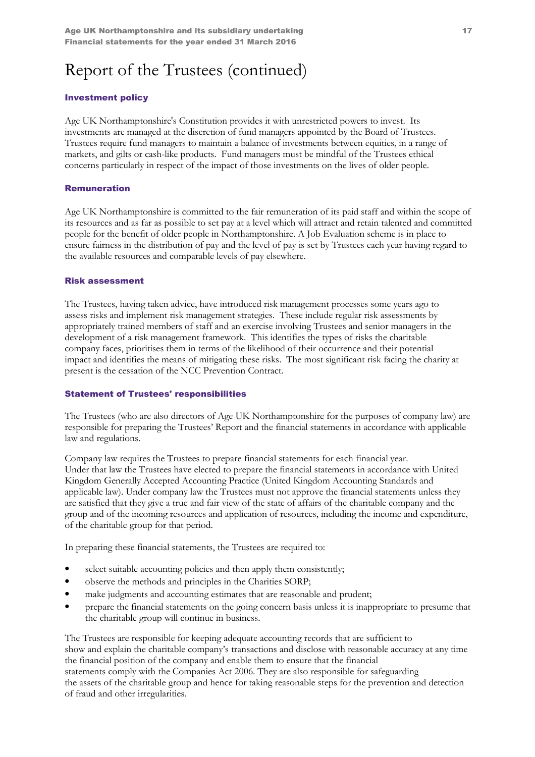# Report of the Trustees (continued)

### Investment policy

Age UK Northamptonshire's Constitution provides it with unrestricted powers to invest. Its investments are managed at the discretion of fund managers appointed by the Board of Trustees. Trustees require fund managers to maintain a balance of investments between equities, in a range of markets, and gilts or cash-like products. Fund managers must be mindful of the Trustees ethical concerns particularly in respect of the impact of those investments on the lives of older people.

### Remuneration

Age UK Northamptonshire is committed to the fair remuneration of its paid staff and within the scope of its resources and as far as possible to set pay at a level which will attract and retain talented and committed people for the benefit of older people in Northamptonshire. A Job Evaluation scheme is in place to ensure fairness in the distribution of pay and the level of pay is set by Trustees each year having regard to the available resources and comparable levels of pay elsewhere.

### Risk assessment

The Trustees, having taken advice, have introduced risk management processes some years ago to assess risks and implement risk management strategies. These include regular risk assessments by appropriately trained members of staff and an exercise involving Trustees and senior managers in the development of a risk management framework. This identifies the types of risks the charitable company faces, prioritises them in terms of the likelihood of their occurrence and their potential impact and identifies the means of mitigating these risks. The most significant risk facing the charity at present is the cessation of the NCC Prevention Contract.

### Statement of Trustees' responsibilities

The Trustees (who are also directors of Age UK Northamptonshire for the purposes of company law) are responsible for preparing the Trustees' Report and the financial statements in accordance with applicable law and regulations.

Company law requires the Trustees to prepare financial statements for each financial year. Under that law the Trustees have elected to prepare the financial statements in accordance with United Kingdom Generally Accepted Accounting Practice (United Kingdom Accounting Standards and applicable law). Under company law the Trustees must not approve the financial statements unless they are satisfied that they give a true and fair view of the state of affairs of the charitable company and the group and of the incoming resources and application of resources, including the income and expenditure, of the charitable group for that period.

In preparing these financial statements, the Trustees are required to:

- select suitable accounting policies and then apply them consistently;
- observe the methods and principles in the Charities SORP;
- make judgments and accounting estimates that are reasonable and prudent;
- prepare the financial statements on the going concern basis unless it is inappropriate to presume that the charitable group will continue in business.

The Trustees are responsible for keeping adequate accounting records that are sufficient to show and explain the charitable company's transactions and disclose with reasonable accuracy at any time the financial position of the company and enable them to ensure that the financial statements comply with the Companies Act 2006. They are also responsible for safeguarding the assets of the charitable group and hence for taking reasonable steps for the prevention and detection of fraud and other irregularities.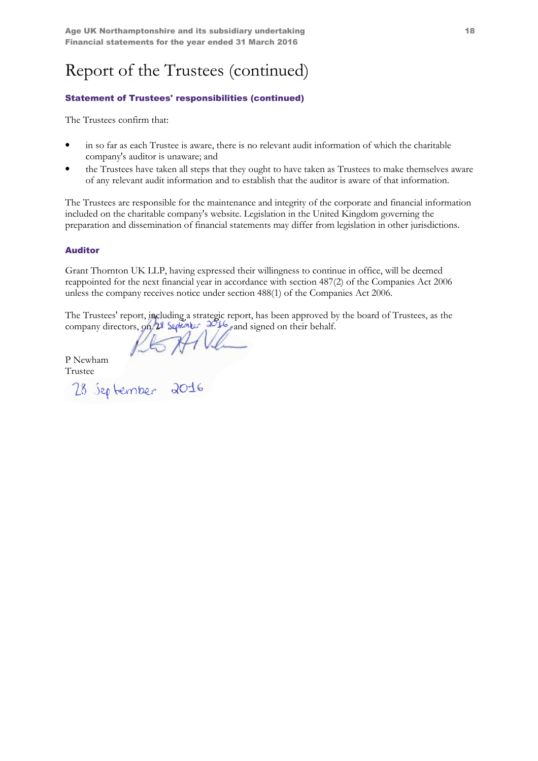# Report of the Trustees (continued)

### Statement of Trustees' responsibilities (continued)

The Trustees confirm that:

- in so far as each Trustee is aware, there is no relevant audit information of which the charitable company's auditor is unaware; and
- the Trustees have taken all steps that they ought to have taken as Trustees to make themselves aware of any relevant audit information and to establish that the auditor is aware of that information.

The Trustees are responsible for the maintenance and integrity of the corporate and financial information included on the charitable company's website. Legislation in the United Kingdom governing the preparation and dissemination of financial statements may differ from legislation in other jurisdictions.

### Auditor

Grant Thornton UK LLP, having expressed their willingness to continue in office, will be deemed reappointed for the next financial year in accordance with section 487(2) of the Companies Act 2006 unless the company receives notice under section 488(1) of the Companies Act 2006.

The Trustees' report, including a strategic report, has been approved by the board of Trustees, as the company directors, on 28 September 2016 and signed on their behalf.

P Newham
Trustee

28 September 2016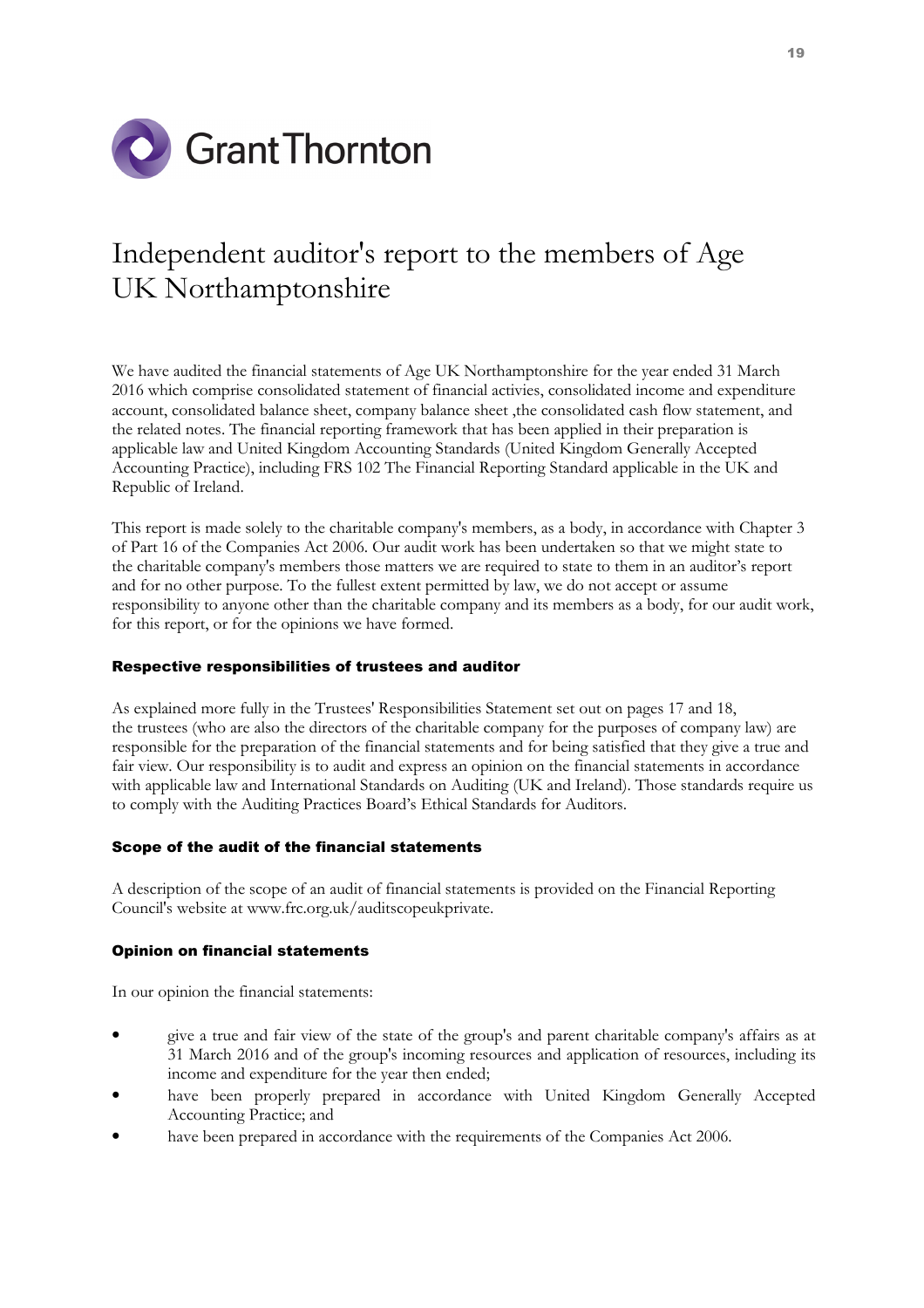Grant Thornton

# Independent auditor's report to the members of Age UK Northamptonshire

We have audited the financial statements of Age UK Northamptonshire for the year ended 31 March 2016 which comprise consolidated statement of financial activies, consolidated income and expenditure account, consolidated balance sheet, company balance sheet ,the consolidated cash flow statement, and the related notes. The financial reporting framework that has been applied in their preparation is applicable law and United Kingdom Accounting Standards (United Kingdom Generally Accepted Accounting Practice), including FRS 102 The Financial Reporting Standard applicable in the UK and Republic of Ireland.

This report is made solely to the charitable company's members, as a body, in accordance with Chapter 3 of Part 16 of the Companies Act 2006. Our audit work has been undertaken so that we might state to the charitable company's members those matters we are required to state to them in an auditor's report and for no other purpose. To the fullest extent permitted by law, we do not accept or assume responsibility to anyone other than the charitable company and its members as a body, for our audit work, for this report, or for the opinions we have formed.

### Respective responsibilities of trustees and auditor

As explained more fully in the Trustees' Responsibilities Statement set out on pages 17 and 18, the trustees (who are also the directors of the charitable company for the purposes of company law) are responsible for the preparation of the financial statements and for being satisfied that they give a true and fair view. Our responsibility is to audit and express an opinion on the financial statements in accordance with applicable law and International Standards on Auditing (UK and Ireland). Those standards require us to comply with the Auditing Practices Board's Ethical Standards for Auditors.

### Scope of the audit of the financial statements

A description of the scope of an audit of financial statements is provided on the Financial Reporting Council's website at www.frc.org.uk/auditscopeukprivate.

### Opinion on financial statements

In our opinion the financial statements:

- give a true and fair view of the state of the group's and parent charitable company's affairs as at 31 March 2016 and of the group's incoming resources and application of resources, including its income and expenditure for the year then ended;
- have been properly prepared in accordance with United Kingdom Generally Accepted Accounting Practice; and
- have been prepared in accordance with the requirements of the Companies Act 2006.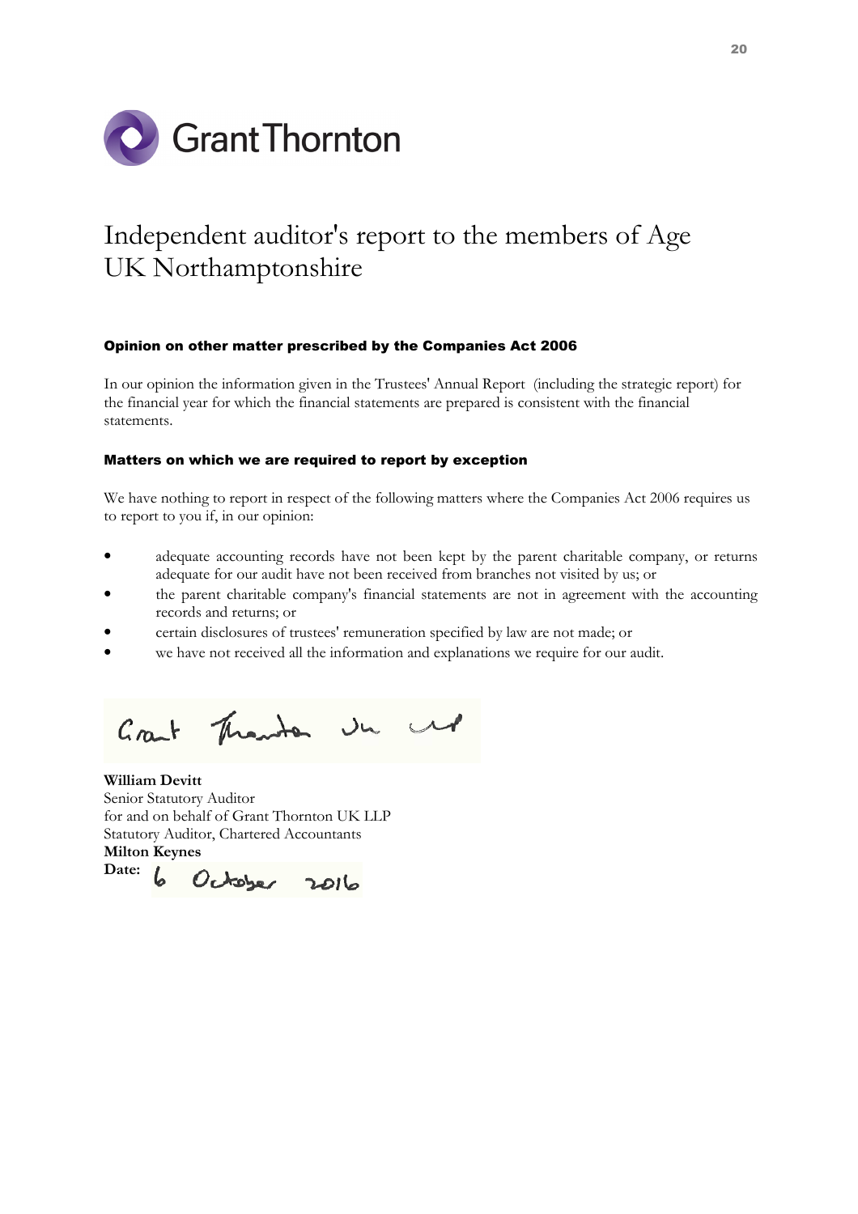# Independent auditor's report to the members of Age UK Northamptonshire

### Opinion on other matter prescribed by the Companies Act 2006

In our opinion the information given in the Trustees' Annual Report (including the strategic report) for the financial year for which the financial statements are prepared is consistent with the financial statements.

### Matters on which we are required to report by exception

We have nothing to report in respect of the following matters where the Companies Act 2006 requires us to report to you if, in our opinion:

- adequate accounting records have not been kept by the parent charitable company, or returns adequate for our audit have not been received from branches not visited by us; or
- the parent charitable company's financial statements are not in agreement with the accounting records and returns; or
- certain disclosures of trustees' remuneration specified by law are not made; or
- we have not received all the information and explanations we require for our audit.

Grant Thornton UK LLP

**William Devitt**
Senior Statutory Auditor
for and on behalf of Grant Thornton UK LLP
Statutory Auditor, Chartered Accountants
**Milton Keynes**
**Date:** 6 October 2016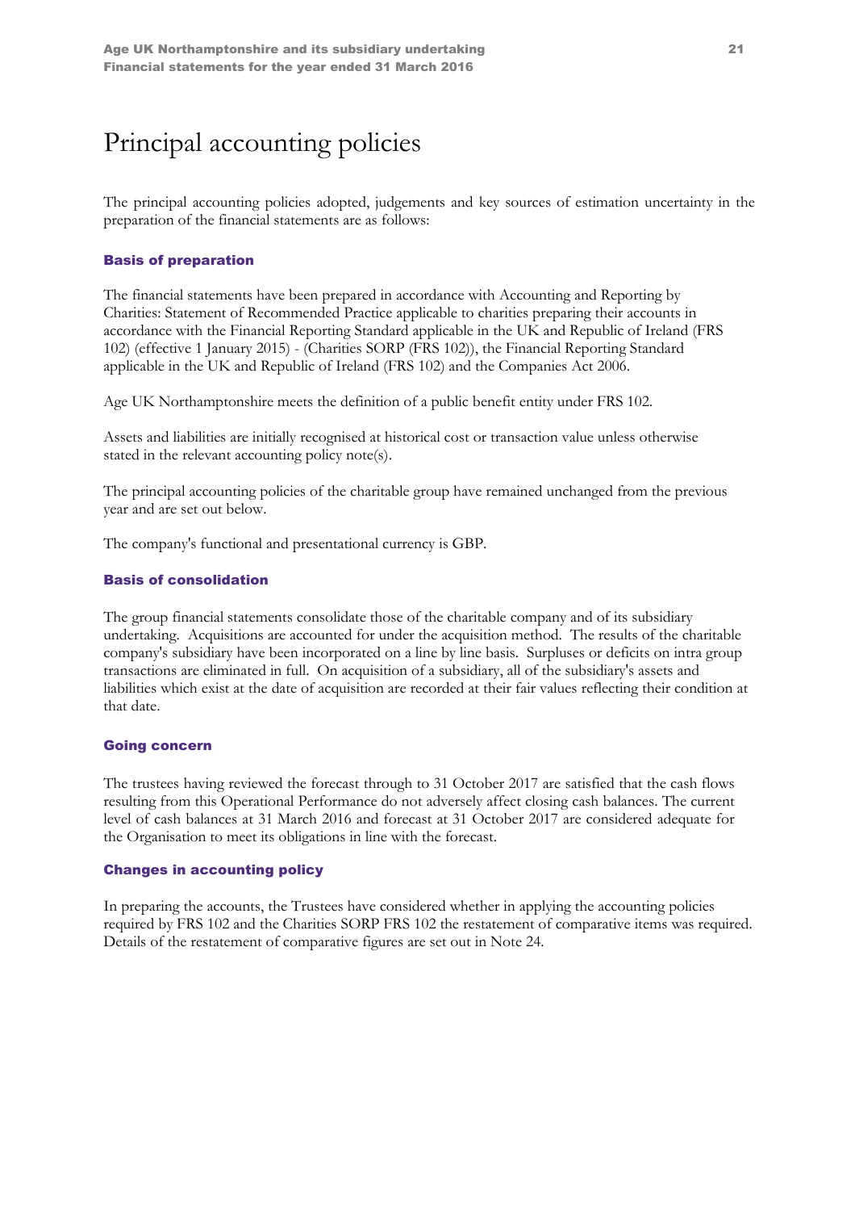# Principal accounting policies

The principal accounting policies adopted, judgements and key sources of estimation uncertainty in the preparation of the financial statements are as follows:

## Basis of preparation

The financial statements have been prepared in accordance with Accounting and Reporting by Charities: Statement of Recommended Practice applicable to charities preparing their accounts in accordance with the Financial Reporting Standard applicable in the UK and Republic of Ireland (FRS 102) (effective 1 January 2015) - (Charities SORP (FRS 102)), the Financial Reporting Standard applicable in the UK and Republic of Ireland (FRS 102) and the Companies Act 2006.

Age UK Northamptonshire meets the definition of a public benefit entity under FRS 102.

Assets and liabilities are initially recognised at historical cost or transaction value unless otherwise stated in the relevant accounting policy note(s).

The principal accounting policies of the charitable group have remained unchanged from the previous year and are set out below.

The company's functional and presentational currency is GBP.

## Basis of consolidation

The group financial statements consolidate those of the charitable company and of its subsidiary undertaking. Acquisitions are accounted for under the acquisition method. The results of the charitable company's subsidiary have been incorporated on a line by line basis. Surpluses or deficits on intra group transactions are eliminated in full. On acquisition of a subsidiary, all of the subsidiary's assets and liabilities which exist at the date of acquisition are recorded at their fair values reflecting their condition at that date.

## Going concern

The trustees having reviewed the forecast through to 31 October 2017 are satisfied that the cash flows resulting from this Operational Performance do not adversely affect closing cash balances. The current level of cash balances at 31 March 2016 and forecast at 31 October 2017 are considered adequate for the Organisation to meet its obligations in line with the forecast.

## Changes in accounting policy

In preparing the accounts, the Trustees have considered whether in applying the accounting policies required by FRS 102 and the Charities SORP FRS 102 the restatement of comparative items was required. Details of the restatement of comparative figures are set out in Note 24.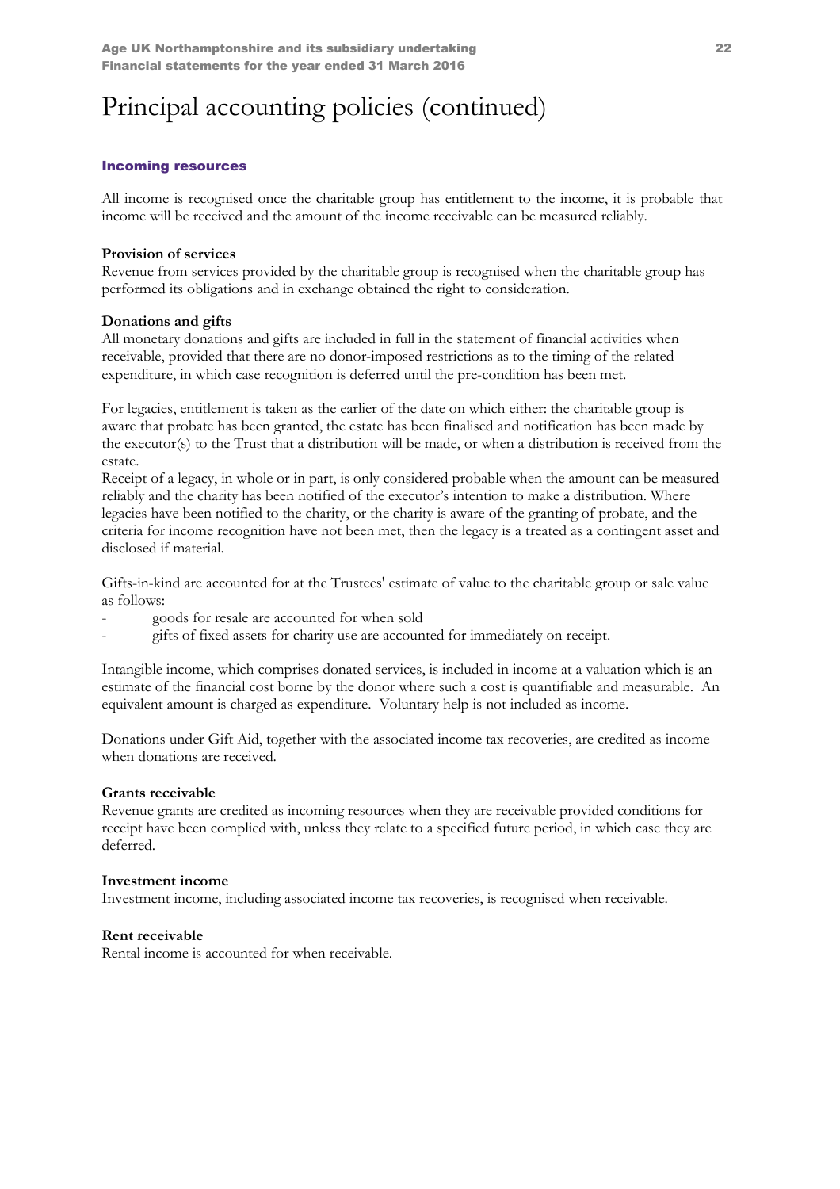# Principal accounting policies (continued)

## Incoming resources

All income is recognised once the charitable group has entitlement to the income, it is probable that income will be received and the amount of the income receivable can be measured reliably.

**Provision of services**

Revenue from services provided by the charitable group is recognised when the charitable group has performed its obligations and in exchange obtained the right to consideration.

**Donations and gifts**

All monetary donations and gifts are included in full in the statement of financial activities when receivable, provided that there are no donor-imposed restrictions as to the timing of the related expenditure, in which case recognition is deferred until the pre-condition has been met.

For legacies, entitlement is taken as the earlier of the date on which either: the charitable group is aware that probate has been granted, the estate has been finalised and notification has been made by the executor(s) to the Trust that a distribution will be made, or when a distribution is received from the estate.

Receipt of a legacy, in whole or in part, is only considered probable when the amount can be measured reliably and the charity has been notified of the executor's intention to make a distribution. Where legacies have been notified to the charity, or the charity is aware of the granting of probate, and the criteria for income recognition have not been met, then the legacy is a treated as a contingent asset and disclosed if material.

Gifts-in-kind are accounted for at the Trustees' estimate of value to the charitable group or sale value as follows:

- goods for resale are accounted for when sold
- gifts of fixed assets for charity use are accounted for immediately on receipt.

Intangible income, which comprises donated services, is included in income at a valuation which is an estimate of the financial cost borne by the donor where such a cost is quantifiable and measurable. An equivalent amount is charged as expenditure. Voluntary help is not included as income.

Donations under Gift Aid, together with the associated income tax recoveries, are credited as income when donations are received.

**Grants receivable**

Revenue grants are credited as incoming resources when they are receivable provided conditions for receipt have been complied with, unless they relate to a specified future period, in which case they are deferred.

**Investment income**

Investment income, including associated income tax recoveries, is recognised when receivable.

**Rent receivable**

Rental income is accounted for when receivable.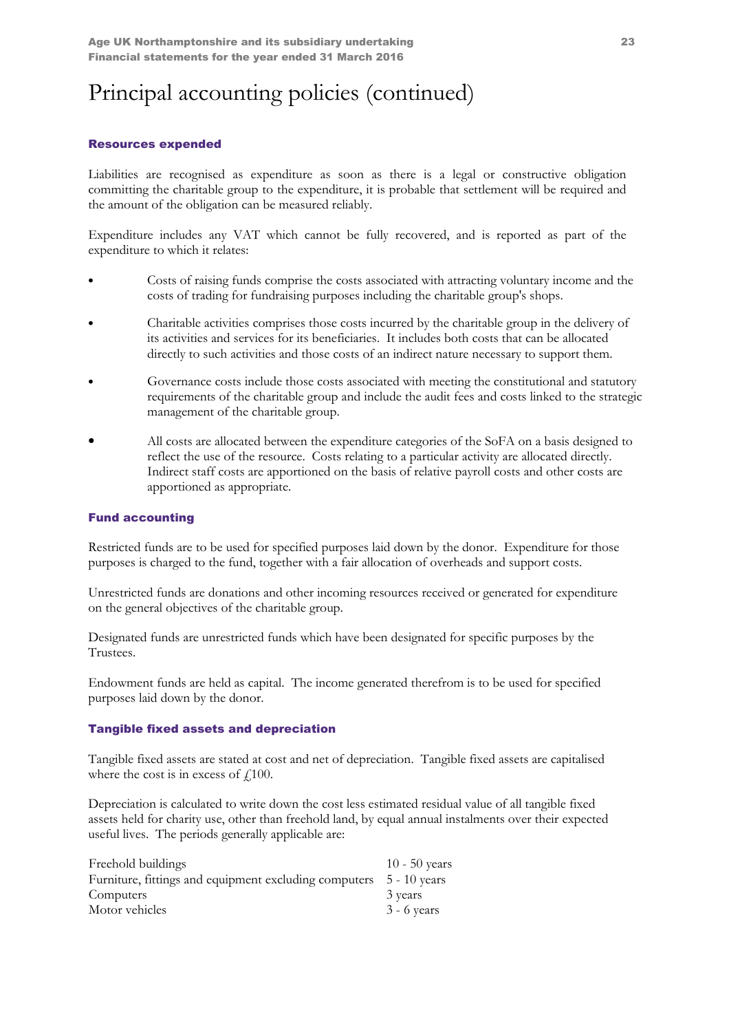# Principal accounting policies (continued)

### Resources expended

Liabilities are recognised as expenditure as soon as there is a legal or constructive obligation committing the charitable group to the expenditure, it is probable that settlement will be required and the amount of the obligation can be measured reliably.

Expenditure includes any VAT which cannot be fully recovered, and is reported as part of the expenditure to which it relates:

- Costs of raising funds comprise the costs associated with attracting voluntary income and the costs of trading for fundraising purposes including the charitable group's shops.
- Charitable activities comprises those costs incurred by the charitable group in the delivery of its activities and services for its beneficiaries. It includes both costs that can be allocated directly to such activities and those costs of an indirect nature necessary to support them.
- Governance costs include those costs associated with meeting the constitutional and statutory requirements of the charitable group and include the audit fees and costs linked to the strategic management of the charitable group.
- All costs are allocated between the expenditure categories of the SoFA on a basis designed to reflect the use of the resource. Costs relating to a particular activity are allocated directly. Indirect staff costs are apportioned on the basis of relative payroll costs and other costs are apportioned as appropriate.

### Fund accounting

Restricted funds are to be used for specified purposes laid down by the donor. Expenditure for those purposes is charged to the fund, together with a fair allocation of overheads and support costs.

Unrestricted funds are donations and other incoming resources received or generated for expenditure on the general objectives of the charitable group.

Designated funds are unrestricted funds which have been designated for specific purposes by the Trustees.

Endowment funds are held as capital. The income generated therefrom is to be used for specified purposes laid down by the donor.

### Tangible fixed assets and depreciation

Tangible fixed assets are stated at cost and net of depreciation. Tangible fixed assets are capitalised where the cost is in excess of £100.

Depreciation is calculated to write down the cost less estimated residual value of all tangible fixed assets held for charity use, other than freehold land, by equal annual instalments over their expected useful lives. The periods generally applicable are:

| | |
|---|---|
| Freehold buildings | 10 - 50 years |
| Furniture, fittings and equipment excluding computers | 5 - 10 years |
| Computers | 3 years |
| Motor vehicles | 3 - 6 years |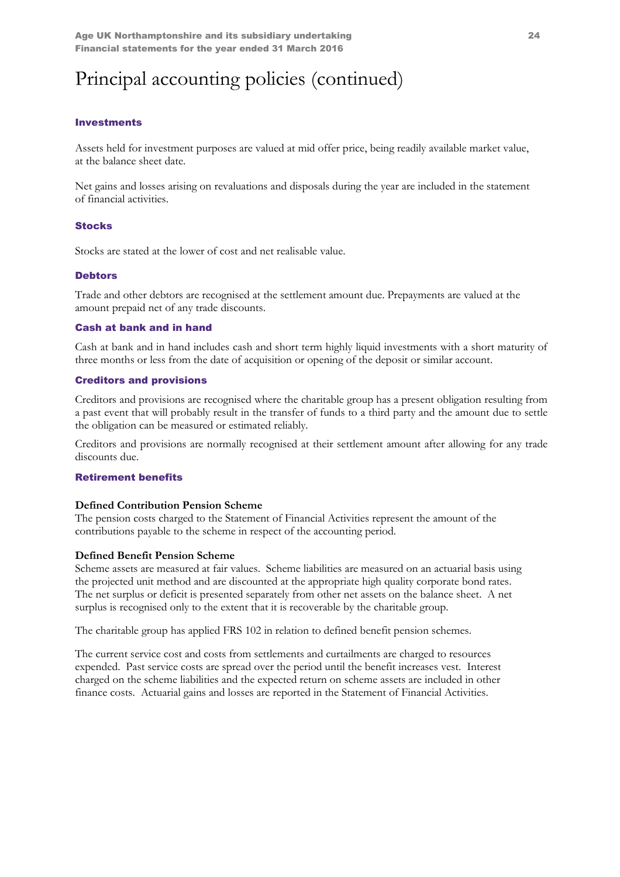# Principal accounting policies (continued)

### Investments

Assets held for investment purposes are valued at mid offer price, being readily available market value, at the balance sheet date.

Net gains and losses arising on revaluations and disposals during the year are included in the statement of financial activities.

### Stocks

Stocks are stated at the lower of cost and net realisable value.

### Debtors

Trade and other debtors are recognised at the settlement amount due. Prepayments are valued at the amount prepaid net of any trade discounts.

### Cash at bank and in hand

Cash at bank and in hand includes cash and short term highly liquid investments with a short maturity of three months or less from the date of acquisition or opening of the deposit or similar account.

### Creditors and provisions

Creditors and provisions are recognised where the charitable group has a present obligation resulting from a past event that will probably result in the transfer of funds to a third party and the amount due to settle the obligation can be measured or estimated reliably.

Creditors and provisions are normally recognised at their settlement amount after allowing for any trade discounts due.

### Retirement benefits

**Defined Contribution Pension Scheme**
The pension costs charged to the Statement of Financial Activities represent the amount of the contributions payable to the scheme in respect of the accounting period.

**Defined Benefit Pension Scheme**
Scheme assets are measured at fair values. Scheme liabilities are measured on an actuarial basis using the projected unit method and are discounted at the appropriate high quality corporate bond rates. The net surplus or deficit is presented separately from other net assets on the balance sheet. A net surplus is recognised only to the extent that it is recoverable by the charitable group.

The charitable group has applied FRS 102 in relation to defined benefit pension schemes.

The current service cost and costs from settlements and curtailments are charged to resources expended. Past service costs are spread over the period until the benefit increases vest. Interest charged on the scheme liabilities and the expected return on scheme assets are included in other finance costs. Actuarial gains and losses are reported in the Statement of Financial Activities.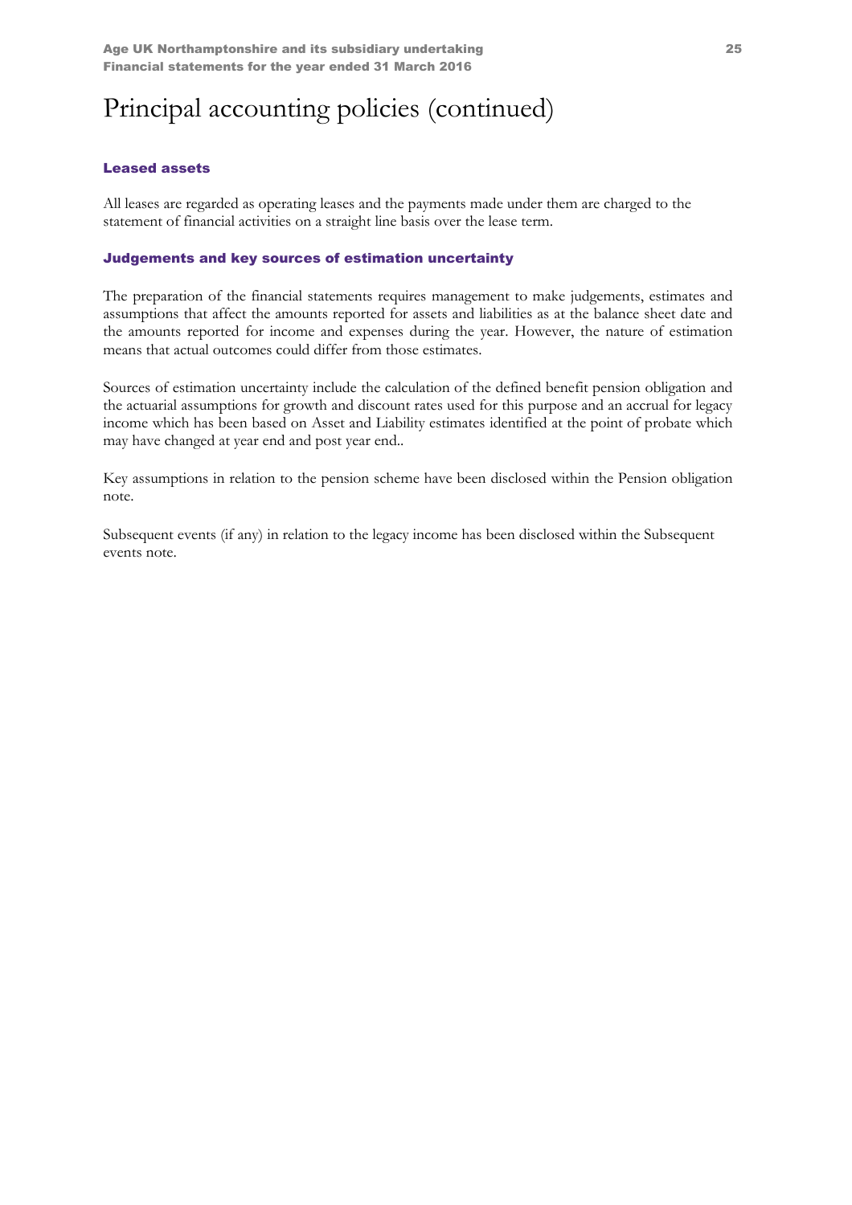# Principal accounting policies (continued)

### Leased assets

All leases are regarded as operating leases and the payments made under them are charged to the statement of financial activities on a straight line basis over the lease term.

### Judgements and key sources of estimation uncertainty

The preparation of the financial statements requires management to make judgements, estimates and assumptions that affect the amounts reported for assets and liabilities as at the balance sheet date and the amounts reported for income and expenses during the year. However, the nature of estimation means that actual outcomes could differ from those estimates.

Sources of estimation uncertainty include the calculation of the defined benefit pension obligation and the actuarial assumptions for growth and discount rates used for this purpose and an accrual for legacy income which has been based on Asset and Liability estimates identified at the point of probate which may have changed at year end and post year end..

Key assumptions in relation to the pension scheme have been disclosed within the Pension obligation note.

Subsequent events (if any) in relation to the legacy income has been disclosed within the Subsequent events note.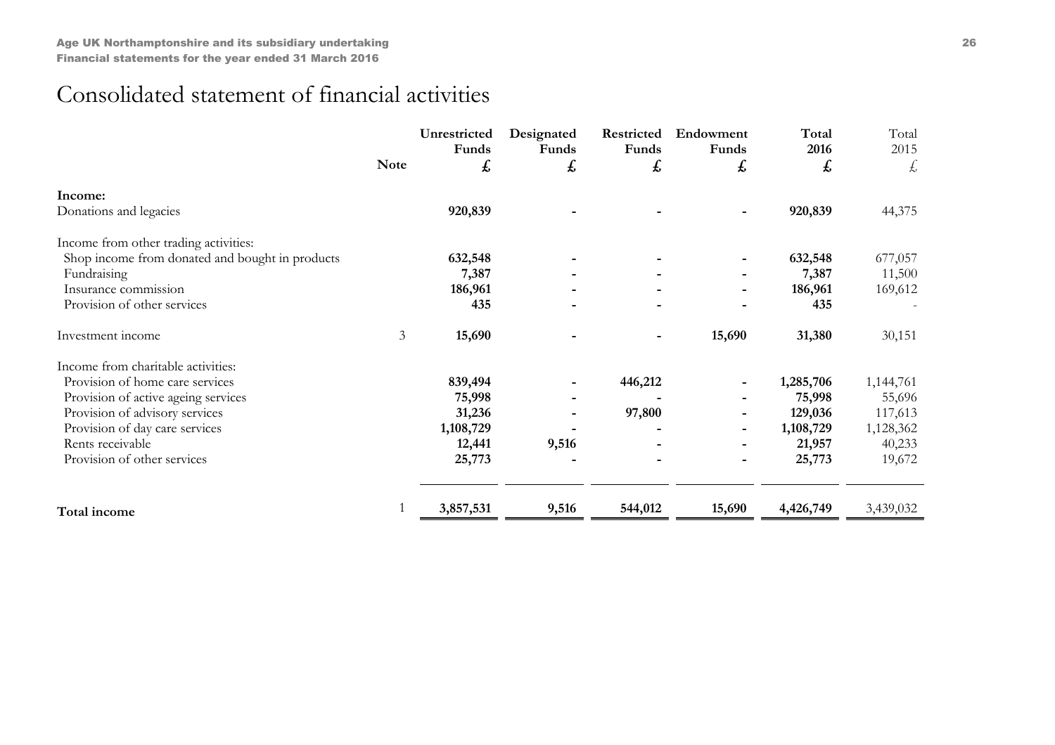# Consolidated statement of financial activities

| | Note | Unrestricted Funds £ | Designated Funds £ | Restricted Funds £ | Endowment Funds £ | Total 2016 £ | Total 2015 £ |
|---|---|---|---|---|---|---|---|
| **Income:** | | | | | | | |
| Donations and legacies | | **920,839** | **-** | **-** | **-** | **920,839** | 44,375 |
| Income from other trading activities: | | | | | | | |
| Shop income from donated and bought in products | | **632,548** | **-** | **-** | **-** | **632,548** | 677,057 |
| Fundraising | | **7,387** | **-** | **-** | **-** | **7,387** | 11,500 |
| Insurance commission | | **186,961** | **-** | **-** | **-** | **186,961** | 169,612 |
| Provision of other services | | **435** | **-** | **-** | **-** | **435** | - |
| Investment income | 3 | **15,690** | **-** | **-** | **15,690** | **31,380** | 30,151 |
| Income from charitable activities: | | | | | | | |
| Provision of home care services | | **839,494** | **-** | **446,212** | **-** | **1,285,706** | 1,144,761 |
| Provision of active ageing services | | **75,998** | **-** | **-** | **-** | **75,998** | 55,696 |
| Provision of advisory services | | **31,236** | **-** | **97,800** | **-** | **129,036** | 117,613 |
| Provision of day care services | | **1,108,729** | **-** | **-** | **-** | **1,108,729** | 1,128,362 |
| Rents receivable | | **12,441** | **9,516** | **-** | **-** | **21,957** | 40,233 |
| Provision of other services | | **25,773** | **-** | **-** | **-** | **25,773** | 19,672 |
| **Total income** | 1 | **3,857,531** | **9,516** | **544,012** | **15,690** | **4,426,749** | 3,439,032 |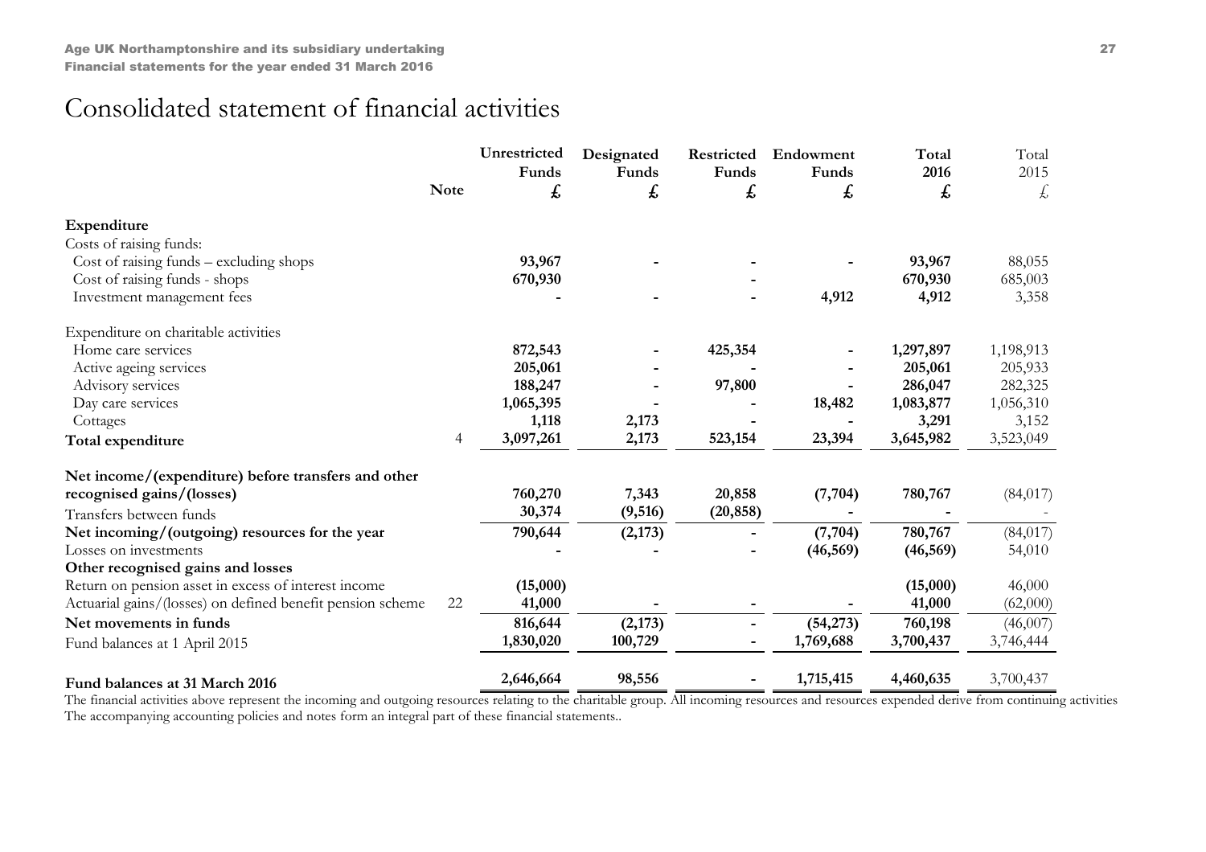# Consolidated statement of financial activities

| | Note | Unrestricted Funds £ | Designated Funds £ | Restricted Funds £ | Endowment Funds £ | Total 2016 £ | Total 2015 £ |
|---|---|---|---|---|---|---|---|
| **Expenditure** | | | | | | | |
| Costs of raising funds: | | | | | | | |
| Cost of raising funds – excluding shops | | **93,967** | **-** | **-** | **-** | **93,967** | 88,055 |
| Cost of raising funds - shops | | **670,930** | | **-** | | **670,930** | 685,003 |
| Investment management fees | | **-** | **-** | **-** | **4,912** | **4,912** | 3,358 |
| Expenditure on charitable activities | | | | | | | |
| Home care services | | **872,543** | **-** | **425,354** | **-** | **1,297,897** | 1,198,913 |
| Active ageing services | | **205,061** | **-** | **-** | **-** | **205,061** | 205,933 |
| Advisory services | | **188,247** | **-** | **97,800** | **-** | **286,047** | 282,325 |
| Day care services | | **1,065,395** | **-** | **-** | **18,482** | **1,083,877** | 1,056,310 |
| Cottages | | **1,118** | **2,173** | **-** | **-** | **3,291** | 3,152 |
| **Total expenditure** | 4 | **3,097,261** | **2,173** | **523,154** | **23,394** | **3,645,982** | 3,523,049 |
| **Net income/(expenditure) before transfers and other recognised gains/(losses)** | | **760,270** | **7,343** | **20,858** | **(7,704)** | **780,767** | (84,017) |
| Transfers between funds | | **30,374** | **(9,516)** | **(20,858)** | **-** | **-** | - |
| **Net incoming/(outgoing) resources for the year** | | **790,644** | **(2,173)** | **-** | **(7,704)** | **780,767** | (84,017) |
| Losses on investments | | **-** | **-** | **-** | **(46,569)** | **(46,569)** | 54,010 |
| **Other recognised gains and losses** | | | | | | | |
| Return on pension asset in excess of interest income | | **(15,000)** | | | | **(15,000)** | 46,000 |
| Actuarial gains/(losses) on defined benefit pension scheme | 22 | **41,000** | **-** | **-** | **-** | **41,000** | (62,000) |
| **Net movements in funds** | | **816,644** | **(2,173)** | **-** | **(54,273)** | **760,198** | (46,007) |
| Fund balances at 1 April 2015 | | **1,830,020** | **100,729** | **-** | **1,769,688** | **3,700,437** | 3,746,444 |
| **Fund balances at 31 March 2016** | | **2,646,664** | **98,556** | **-** | **1,715,415** | **4,460,635** | 3,700,437 |

The financial activities above represent the incoming and outgoing resources relating to the charitable group. All incoming resources and resources expended derive from continuing activities
The accompanying accounting policies and notes form an integral part of these financial statements..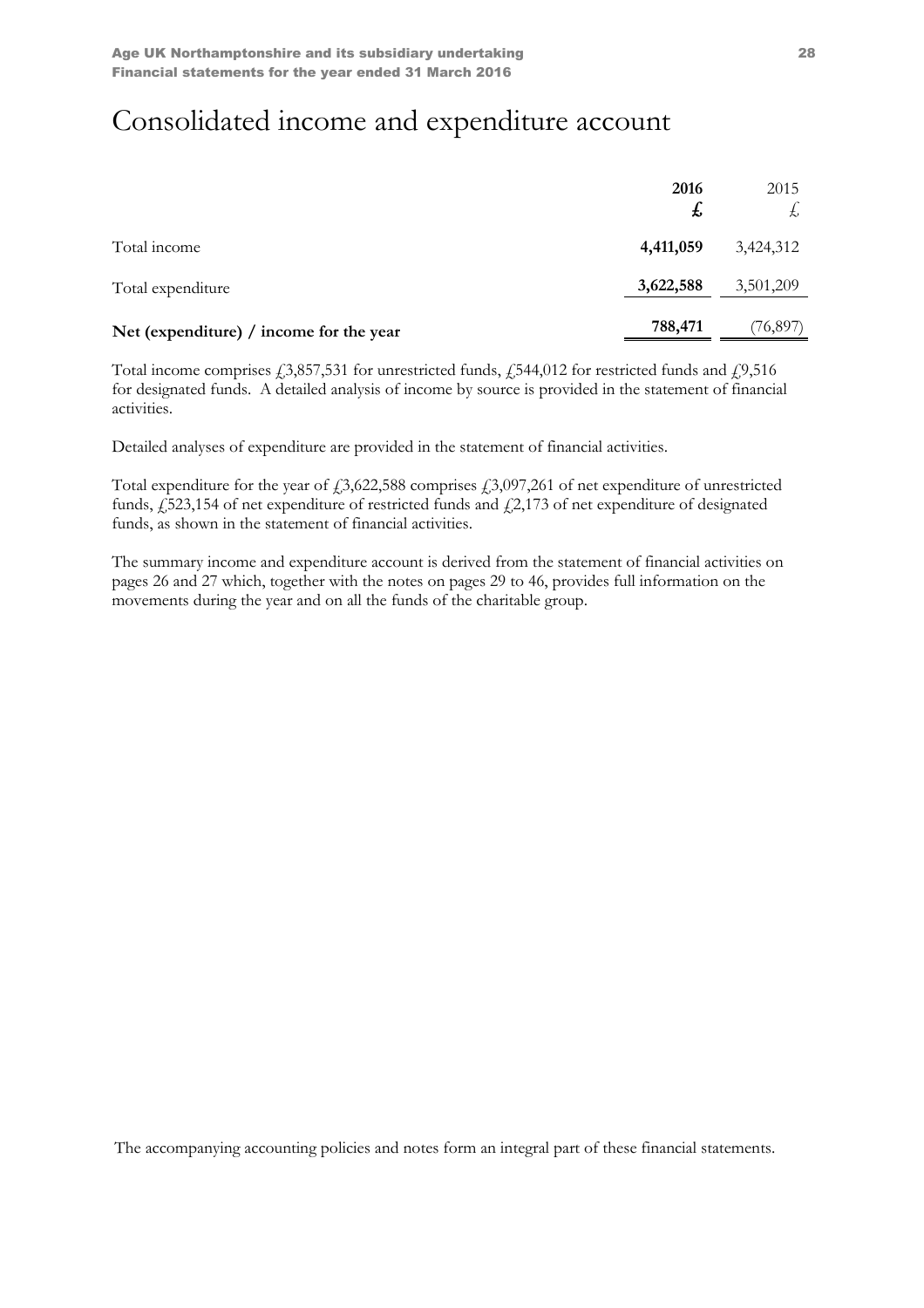# Consolidated income and expenditure account

| | 2016 £ | 2015 £ |
|---|---|---|
| Total income | **4,411,059** | 3,424,312 |
| Total expenditure | **3,622,588** | 3,501,209 |
| **Net (expenditure) / income for the year** | **788,471** | (76,897) |

Total income comprises £3,857,531 for unrestricted funds, £544,012 for restricted funds and £9,516 for designated funds. A detailed analysis of income by source is provided in the statement of financial activities.

Detailed analyses of expenditure are provided in the statement of financial activities.

Total expenditure for the year of £3,622,588 comprises £3,097,261 of net expenditure of unrestricted funds, £523,154 of net expenditure of restricted funds and £2,173 of net expenditure of designated funds, as shown in the statement of financial activities.

The summary income and expenditure account is derived from the statement of financial activities on pages 26 and 27 which, together with the notes on pages 29 to 46, provides full information on the movements during the year and on all the funds of the charitable group.

The accompanying accounting policies and notes form an integral part of these financial statements.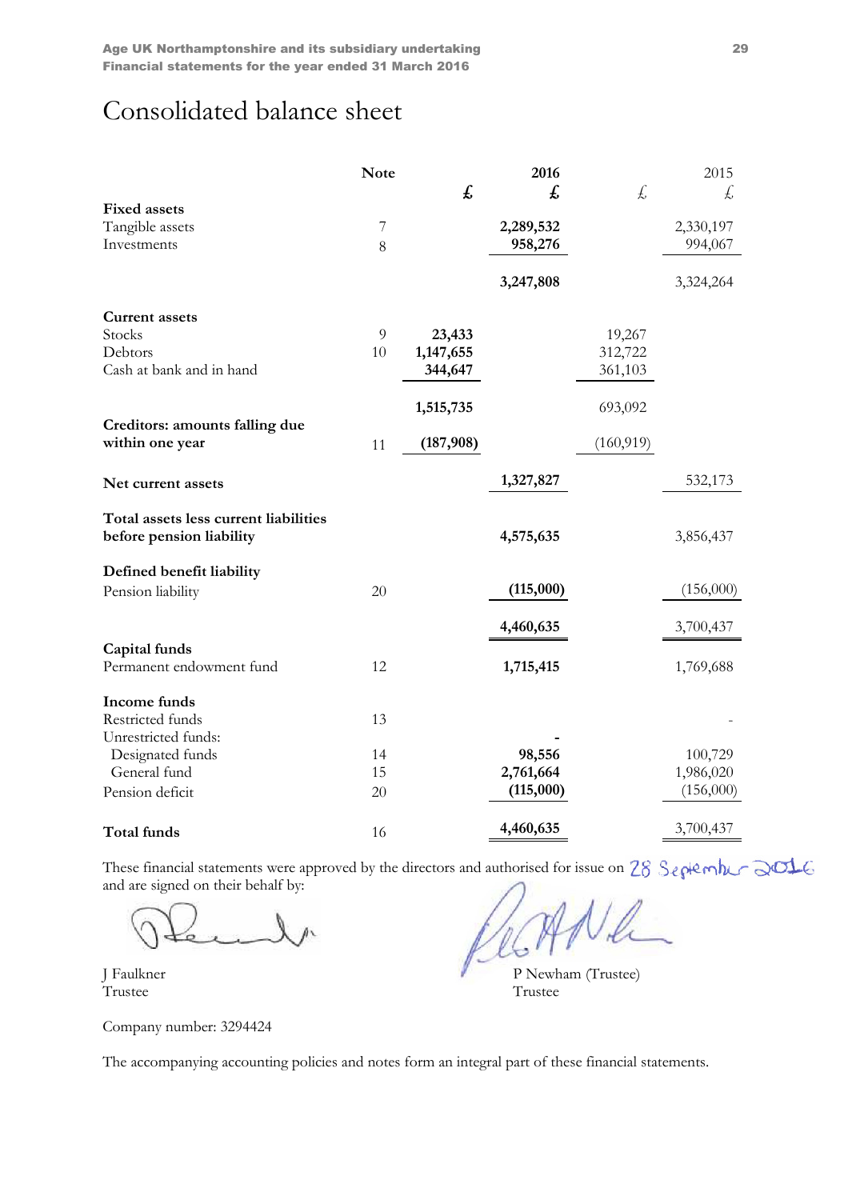# Consolidated balance sheet

| | Note | 2016 £ | 2016 £ | 2015 £ | 2015 £ |
|---|---|---|---|---|---|
| **Fixed assets** | | | | | |
| Tangible assets | 7 | | **2,289,532** | | 2,330,197 |
| Investments | 8 | | **958,276** | | 994,067 |
| | | | **3,247,808** | | 3,324,264 |
| **Current assets** | | | | | |
| Stocks | 9 | **23,433** | | 19,267 | |
| Debtors | 10 | **1,147,655** | | 312,722 | |
| Cash at bank and in hand | | **344,647** | | 361,103 | |
| | | **1,515,735** | | 693,092 | |
| **Creditors: amounts falling due within one year** | 11 | **(187,908)** | | (160,919) | |
| **Net current assets** | | | **1,327,827** | | 532,173 |
| **Total assets less current liabilities before pension liability** | | | **4,575,635** | | 3,856,437 |
| **Defined benefit liability** | | | | | |
| Pension liability | 20 | | **(115,000)** | | (156,000) |
| | | | **4,460,635** | | 3,700,437 |
| **Capital funds** | | | | | |
| Permanent endowment fund | 12 | | **1,715,415** | | 1,769,688 |
| **Income funds** | | | | | |
| Restricted funds | 13 | | **-** | | - |
| Unrestricted funds: | | | | | |
| Designated funds | 14 | | **98,556** | | 100,729 |
| General fund | 15 | | **2,761,664** | | 1,986,020 |
| Pension deficit | 20 | | **(115,000)** | | (156,000) |
| **Total funds** | 16 | | **4,460,635** | | 3,700,437 |

These financial statements were approved by the directors and authorised for issue on 28 September 2016 and are signed on their behalf by:

J Faulkner
Trustee

P Newham (Trustee)
Trustee

Company number: 3294424

The accompanying accounting policies and notes form an integral part of these financial statements.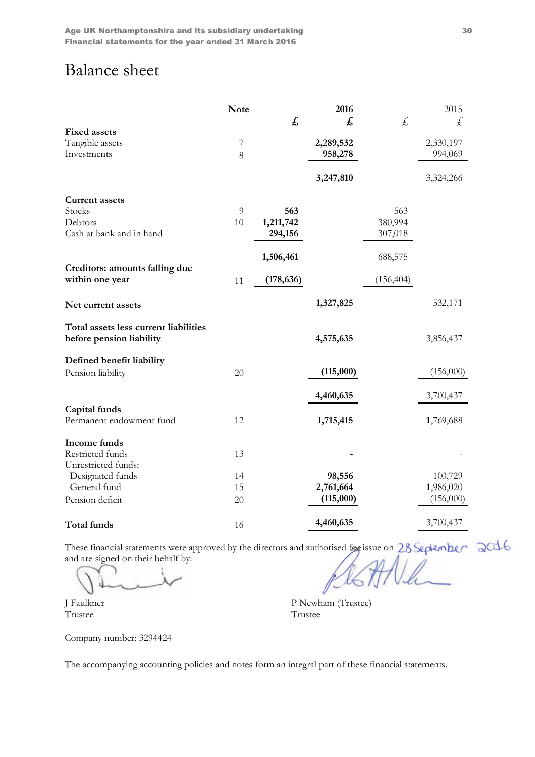# Balance sheet

| | Note | 2016 £ | 2016 £ | 2015 £ | 2015 £ |
|---|---|---|---|---|---|
| **Fixed assets** | | | | | |
| Tangible assets | 7 | | **2,289,532** | | 2,330,197 |
| Investments | 8 | | **958,278** | | 994,069 |
| | | | **3,247,810** | | 3,324,266 |
| **Current assets** | | | | | |
| Stocks | 9 | **563** | | 563 | |
| Debtors | 10 | **1,211,742** | | 380,994 | |
| Cash at bank and in hand | | **294,156** | | 307,018 | |
| | | **1,506,461** | | 688,575 | |
| **Creditors: amounts falling due within one year** | 11 | **(178,636)** | | (156,404) | |
| **Net current assets** | | | **1,327,825** | | 532,171 |
| **Total assets less current liabilities before pension liability** | | | **4,575,635** | | 3,856,437 |
| **Defined benefit liability** | | | | | |
| Pension liability | 20 | | **(115,000)** | | (156,000) |
| | | | **4,460,635** | | 3,700,437 |
| **Capital funds** | | | | | |
| Permanent endowment fund | 12 | | **1,715,415** | | 1,769,688 |
| **Income funds** | | | | | |
| Restricted funds | 13 | | **-** | | - |
| Unrestricted funds: | | | | | |
| Designated funds | 14 | | **98,556** | | 100,729 |
| General fund | 15 | | **2,761,664** | | 1,986,020 |
| Pension deficit | 20 | | **(115,000)** | | (156,000) |
| **Total funds** | 16 | | **4,460,635** | | 3,700,437 |

These financial statements were approved by the directors and authorised for issue on 28 September 2016 and are signed on their behalf by:

J Faulkner
Trustee

P Newham (Trustee)
Trustee

Company number: 3294424

The accompanying accounting policies and notes form an integral part of these financial statements.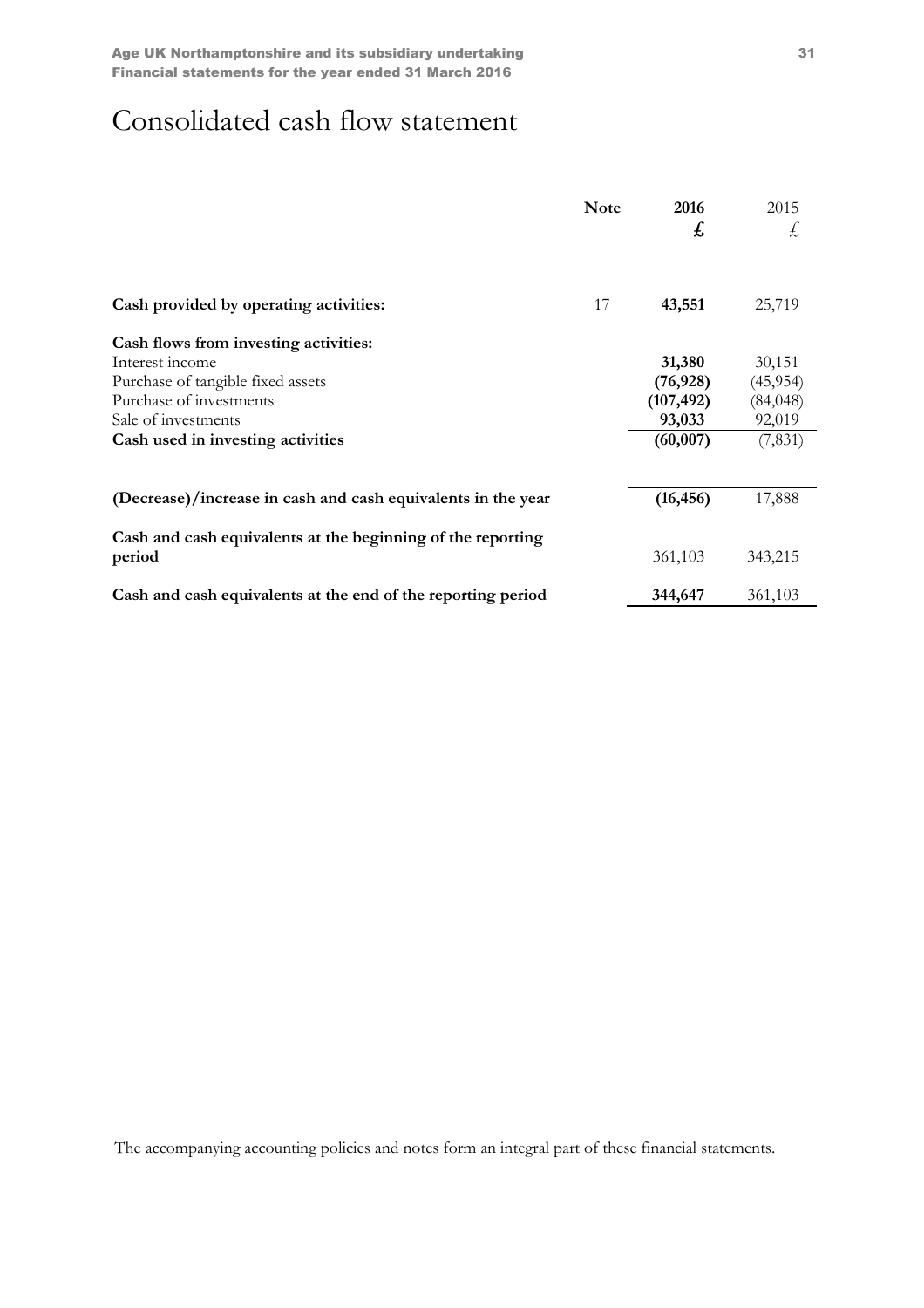# Consolidated cash flow statement

| | Note | 2016 £ | 2015 £ |
|---|---|---|---|
| **Cash provided by operating activities:** | 17 | **43,551** | 25,719 |
| **Cash flows from investing activities:** | | | |
| Interest income | | **31,380** | 30,151 |
| Purchase of tangible fixed assets | | **(76,928)** | (45,954) |
| Purchase of investments | | **(107,492)** | (84,048) |
| Sale of investments | | **93,033** | 92,019 |
| **Cash used in investing activities** | | **(60,007)** | (7,831) |
| **(Decrease)/increase in cash and cash equivalents in the year** | | **(16,456)** | 17,888 |
| **Cash and cash equivalents at the beginning of the reporting period** | | 361,103 | 343,215 |
| **Cash and cash equivalents at the end of the reporting period** | | **344,647** | 361,103 |

The accompanying accounting policies and notes form an integral part of these financial statements.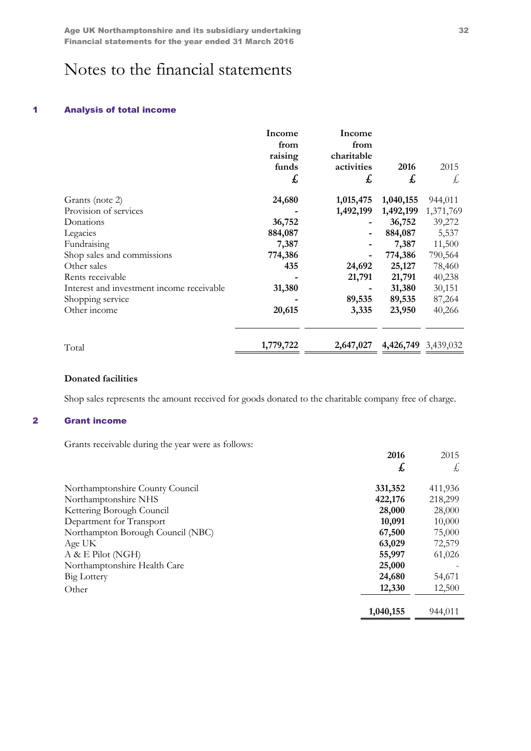# Notes to the financial statements

## 1 Analysis of total income

| | Income from raising funds £ | Income from charitable activities £ | 2016 £ | 2015 £ |
|---|---|---|---|---|
| Grants (note 2) | **24,680** | **1,015,475** | **1,040,155** | 944,011 |
| Provision of services | **-** | **1,492,199** | **1,492,199** | 1,371,769 |
| Donations | **36,752** | **-** | **36,752** | 39,272 |
| Legacies | **884,087** | **-** | **884,087** | 5,537 |
| Fundraising | **7,387** | **-** | **7,387** | 11,500 |
| Shop sales and commissions | **774,386** | **-** | **774,386** | 790,564 |
| Other sales | **435** | **24,692** | **25,127** | 78,460 |
| Rents receivable | **-** | **21,791** | **21,791** | 40,238 |
| Interest and investment income receivable | **31,380** | **-** | **31,380** | 30,151 |
| Shopping service | **-** | **89,535** | **89,535** | 87,264 |
| Other income | **20,615** | **3,335** | **23,950** | 40,266 |
| Total | **1,779,722** | **2,647,027** | **4,426,749** | 3,439,032 |

**Donated facilities**

Shop sales represents the amount received for goods donated to the charitable company free of charge.

## 2 Grant income

Grants receivable during the year were as follows:

| | 2016 £ | 2015 £ |
|---|---|---|
| Northamptonshire County Council | **331,352** | 411,936 |
| Northamptonshire NHS | **422,176** | 218,299 |
| Kettering Borough Council | **28,000** | 28,000 |
| Department for Transport | **10,091** | 10,000 |
| Northampton Borough Council (NBC) | **67,500** | 75,000 |
| Age UK | **63,029** | 72,579 |
| A & E Pilot (NGH) | **55,997** | 61,026 |
| Northamptonshire Health Care | **25,000** | - |
| Big Lottery | **24,680** | 54,671 |
| Other | **12,330** | 12,500 |
| | **1,040,155** | 944,011 |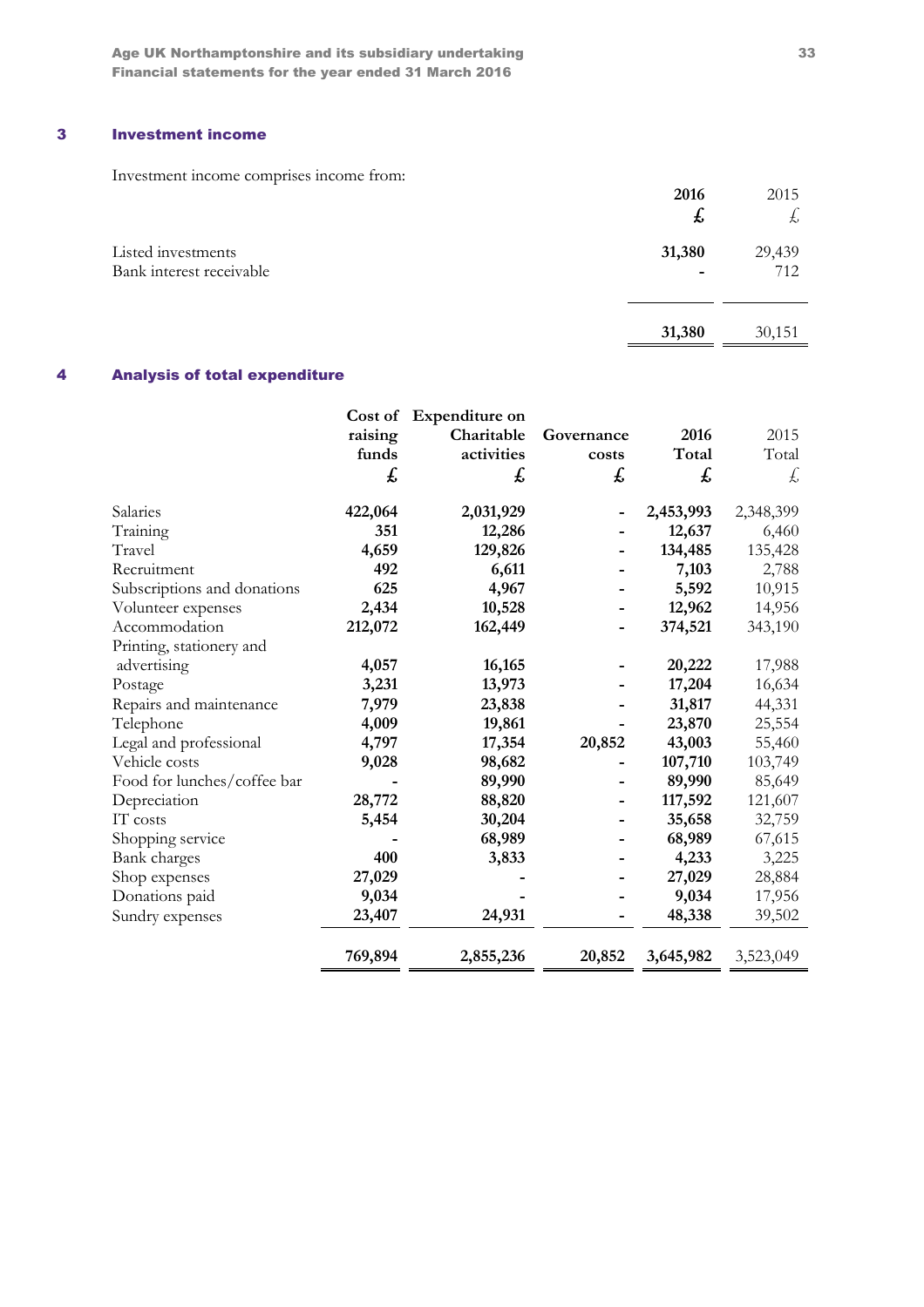## 3 Investment income

Investment income comprises income from:

| | 2016 | 2015 |
|---|---|---|
| | £ | £ |
| Listed investments | 31,380 | 29,439 |
| Bank interest receivable | - | 712 |
| | 31,380 | 30,151 |

## 4 Analysis of total expenditure

| | Cost of raising funds | Expenditure on Charitable activities | Governance costs | 2016 Total | 2015 Total |
|---|---|---|---|---|---|
| | £ | £ | £ | £ | £ |
| Salaries | 422,064 | 2,031,929 | - | 2,453,993 | 2,348,399 |
| Training | 351 | 12,286 | - | 12,637 | 6,460 |
| Travel | 4,659 | 129,826 | - | 134,485 | 135,428 |
| Recruitment | 492 | 6,611 | - | 7,103 | 2,788 |
| Subscriptions and donations | 625 | 4,967 | - | 5,592 | 10,915 |
| Volunteer expenses | 2,434 | 10,528 | - | 12,962 | 14,956 |
| Accommodation | 212,072 | 162,449 | - | 374,521 | 343,190 |
| Printing, stationery and advertising | 4,057 | 16,165 | - | 20,222 | 17,988 |
| Postage | 3,231 | 13,973 | - | 17,204 | 16,634 |
| Repairs and maintenance | 7,979 | 23,838 | - | 31,817 | 44,331 |
| Telephone | 4,009 | 19,861 | - | 23,870 | 25,554 |
| Legal and professional | 4,797 | 17,354 | 20,852 | 43,003 | 55,460 |
| Vehicle costs | 9,028 | 98,682 | - | 107,710 | 103,749 |
| Food for lunches/coffee bar | - | 89,990 | - | 89,990 | 85,649 |
| Depreciation | 28,772 | 88,820 | - | 117,592 | 121,607 |
| IT costs | 5,454 | 30,204 | - | 35,658 | 32,759 |
| Shopping service | - | 68,989 | - | 68,989 | 67,615 |
| Bank charges | 400 | 3,833 | - | 4,233 | 3,225 |
| Shop expenses | 27,029 | - | - | 27,029 | 28,884 |
| Donations paid | 9,034 | - | - | 9,034 | 17,956 |
| Sundry expenses | 23,407 | 24,931 | - | 48,338 | 39,502 |
| | 769,894 | 2,855,236 | 20,852 | 3,645,982 | 3,523,049 |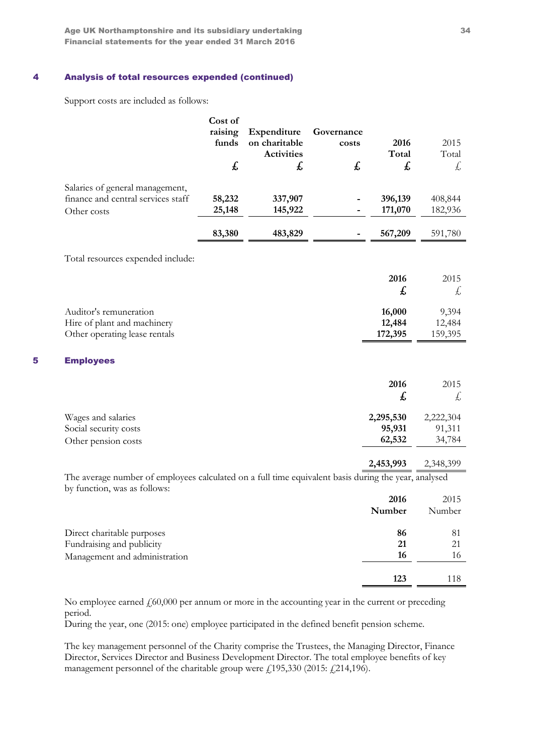## 4 Analysis of total resources expended (continued)

Support costs are included as follows:

| | Cost of raising funds | Expenditure on charitable Activities | Governance costs | 2016 Total | 2015 Total |
|---|---|---|---|---|---|
| | £ | £ | £ | £ | £ |
| Salaries of general management, finance and central services staff | 58,232 | 337,907 | - | 396,139 | 408,844 |
| Other costs | 25,148 | 145,922 | - | 171,070 | 182,936 |
| | 83,380 | 483,829 | - | 567,209 | 591,780 |

Total resources expended include:

| | 2016 | 2015 |
|---|---|---|
| | £ | £ |
| Auditor's remuneration | 16,000 | 9,394 |
| Hire of plant and machinery | 12,484 | 12,484 |
| Other operating lease rentals | 172,395 | 159,395 |

## 5 Employees

| | 2016 | 2015 |
|---|---|---|
| | £ | £ |
| Wages and salaries | 2,295,530 | 2,222,304 |
| Social security costs | 95,931 | 91,311 |
| Other pension costs | 62,532 | 34,784 |
| | 2,453,993 | 2,348,399 |

The average number of employees calculated on a full time equivalent basis during the year, analysed by function, was as follows:

| | 2016 | 2015 |
|---|---|---|
| | Number | Number |
| Direct charitable purposes | 86 | 81 |
| Fundraising and publicity | 21 | 21 |
| Management and administration | 16 | 16 |
| | 123 | 118 |

No employee earned £60,000 per annum or more in the accounting year in the current or preceding period.
During the year, one (2015: one) employee participated in the defined benefit pension scheme.

The key management personnel of the Charity comprise the Trustees, the Managing Director, Finance Director, Services Director and Business Development Director. The total employee benefits of key management personnel of the charitable group were £195,330 (2015: £214,196).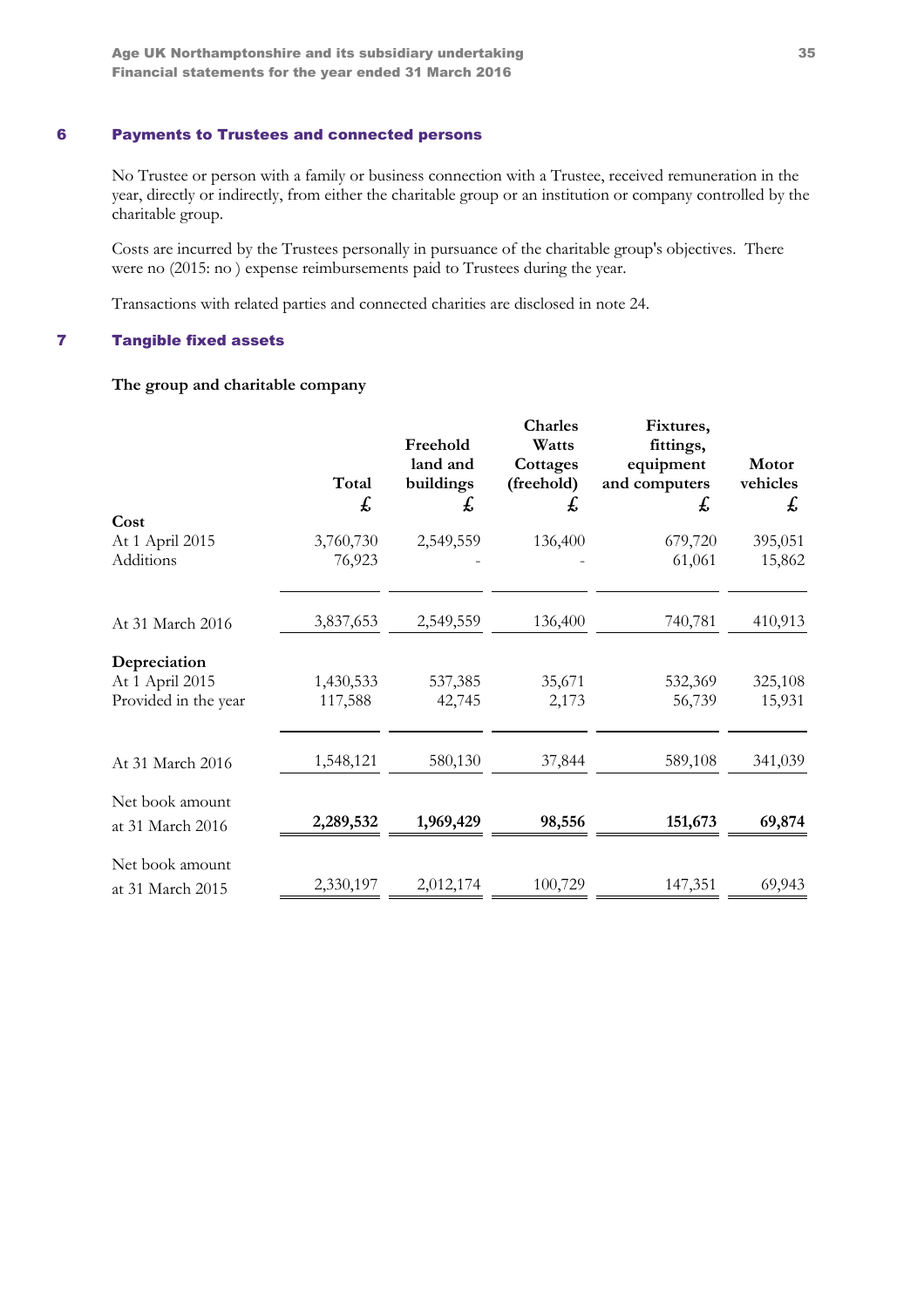## 6 Payments to Trustees and connected persons

No Trustee or person with a family or business connection with a Trustee, received remuneration in the year, directly or indirectly, from either the charitable group or an institution or company controlled by the charitable group.

Costs are incurred by the Trustees personally in pursuance of the charitable group's objectives. There were no (2015: no ) expense reimbursements paid to Trustees during the year.

Transactions with related parties and connected charities are disclosed in note 24.

## 7 Tangible fixed assets

**The group and charitable company**

| | Total | Freehold land and buildings | Charles Watts Cottages (freehold) | Fixtures, fittings, equipment and computers | Motor vehicles |
|---|---|---|---|---|---|
| | £ | £ | £ | £ | £ |
| **Cost** | | | | | |
| At 1 April 2015 | 3,760,730 | 2,549,559 | 136,400 | 679,720 | 395,051 |
| Additions | 76,923 | - | - | 61,061 | 15,862 |
| At 31 March 2016 | 3,837,653 | 2,549,559 | 136,400 | 740,781 | 410,913 |
| **Depreciation** | | | | | |
| At 1 April 2015 | 1,430,533 | 537,385 | 35,671 | 532,369 | 325,108 |
| Provided in the year | 117,588 | 42,745 | 2,173 | 56,739 | 15,931 |
| At 31 March 2016 | 1,548,121 | 580,130 | 37,844 | 589,108 | 341,039 |
| Net book amount at 31 March 2016 | **2,289,532** | **1,969,429** | **98,556** | **151,673** | **69,874** |
| Net book amount at 31 March 2015 | 2,330,197 | 2,012,174 | 100,729 | 147,351 | 69,943 |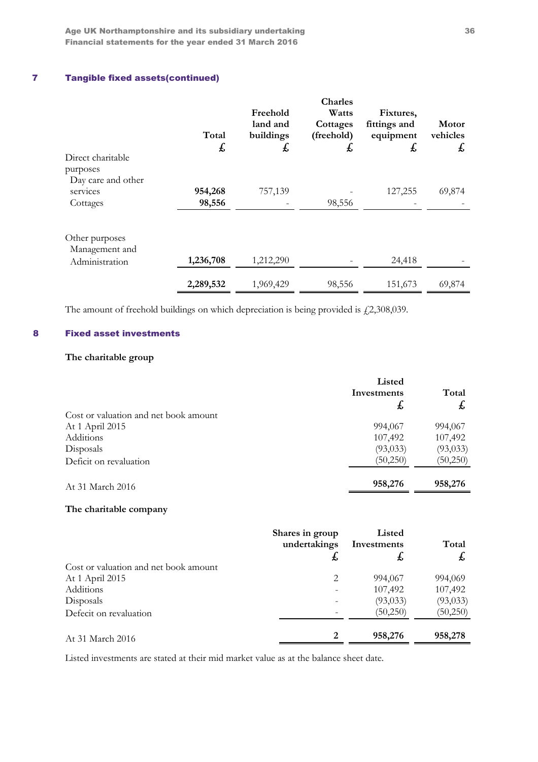## 7 Tangible fixed assets(continued)

| | Total | Freehold land and buildings | Charles Watts Cottages (freehold) | Fixtures, fittings and equipment | Motor vehicles |
|---|---|---|---|---|---|
| | £ | £ | £ | £ | £ |
| Direct charitable purposes | | | | | |
| Day care and other services | **954,268** | 757,139 | - | 127,255 | 69,874 |
| Cottages | **98,556** | - | 98,556 | - | - |
| Other purposes | | | | | |
| Management and Administration | **1,236,708** | 1,212,290 | - | 24,418 | - |
| | **2,289,532** | 1,969,429 | 98,556 | 151,673 | 69,874 |

The amount of freehold buildings on which depreciation is being provided is £2,308,039.

## 8 Fixed asset investments

**The charitable group**

| | Listed Investments | Total |
|---|---|---|
| | £ | £ |
| Cost or valuation and net book amount | | |
| At 1 April 2015 | 994,067 | 994,067 |
| Additions | 107,492 | 107,492 |
| Disposals | (93,033) | (93,033) |
| Deficit on revaluation | (50,250) | (50,250) |
| At 31 March 2016 | **958,276** | **958,276** |

**The charitable company**

| | Shares in group undertakings | Listed Investments | Total |
|---|---|---|---|
| | £ | £ | £ |
| Cost or valuation and net book amount | | | |
| At 1 April 2015 | 2 | 994,067 | 994,069 |
| Additions | - | 107,492 | 107,492 |
| Disposals | - | (93,033) | (93,033) |
| Defecit on revaluation | - | (50,250) | (50,250) |
| At 31 March 2016 | **2** | **958,276** | **958,278** |

Listed investments are stated at their mid market value as at the balance sheet date.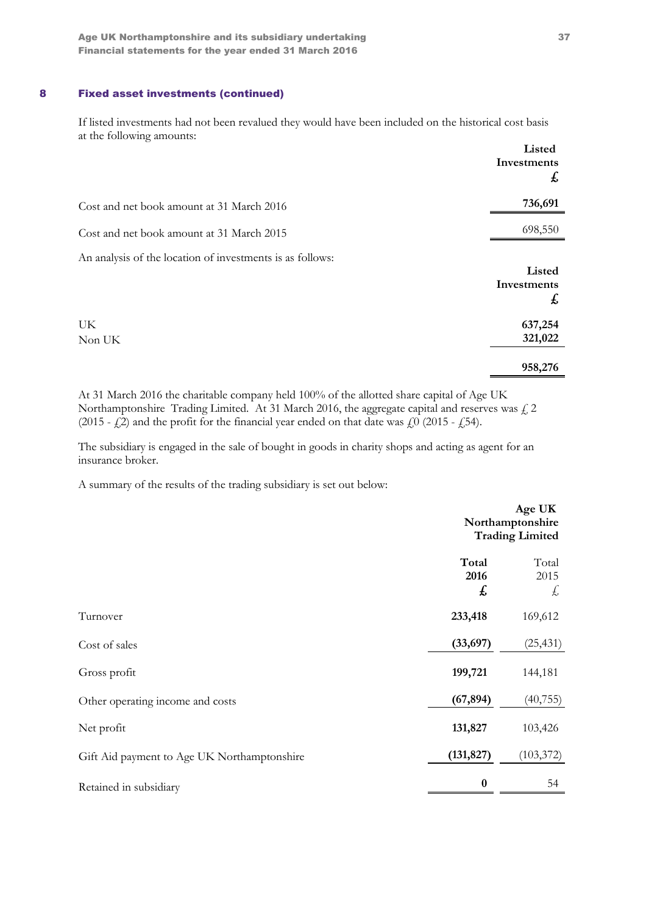## 8 Fixed asset investments (continued)

If listed investments had not been revalued they would have been included on the historical cost basis at the following amounts:

| | Listed Investments £ |
|---|---|
| Cost and net book amount at 31 March 2016 | **736,691** |
| Cost and net book amount at 31 March 2015 | 698,550 |

An analysis of the location of investments is as follows:

| | Listed Investments £ |
|---|---|
| UK | **637,254** |
| Non UK | **321,022** |
| | **958,276** |

At 31 March 2016 the charitable company held 100% of the allotted share capital of Age UK Northamptonshire Trading Limited. At 31 March 2016, the aggregate capital and reserves was £ 2 (2015 - £2) and the profit for the financial year ended on that date was £0 (2015 - £54).

The subsidiary is engaged in the sale of bought in goods in charity shops and acting as agent for an insurance broker.

A summary of the results of the trading subsidiary is set out below:

| | Age UK Northamptonshire Trading Limited | |
|---|---|---|
| | **Total 2016 £** | Total 2015 £ |
| Turnover | **233,418** | 169,612 |
| Cost of sales | **(33,697)** | (25,431) |
| Gross profit | **199,721** | 144,181 |
| Other operating income and costs | **(67,894)** | (40,755) |
| Net profit | **131,827** | 103,426 |
| Gift Aid payment to Age UK Northamptonshire | **(131,827)** | (103,372) |
| Retained in subsidiary | **0** | 54 |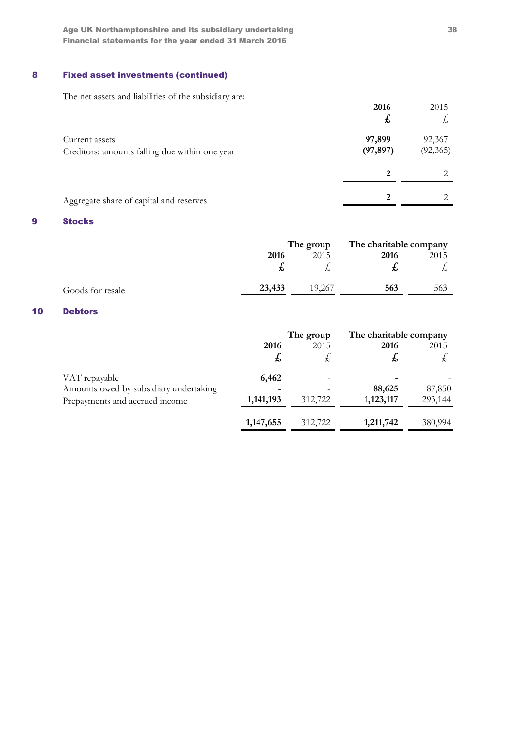## 8 Fixed asset investments (continued)

The net assets and liabilities of the subsidiary are:

| | 2016 £ | 2015 £ |
|---|---|---|
| Current assets | **97,899** | 92,367 |
| Creditors: amounts falling due within one year | **(97,897)** | (92,365) |
| | **2** | 2 |
| Aggregate share of capital and reserves | **2** | 2 |

## 9 Stocks

| | The group | | The charitable company | |
|---|---|---|---|---|
| | **2016 £** | 2015 £ | **2016 £** | 2015 £ |
| Goods for resale | **23,433** | 19,267 | **563** | 563 |

## 10 Debtors

| | The group | | The charitable company | |
|---|---|---|---|---|
| | **2016 £** | 2015 £ | **2016 £** | 2015 £ |
| VAT repayable | **6,462** | - | **-** | - |
| Amounts owed by subsidiary undertaking | **-** | - | **88,625** | 87,850 |
| Prepayments and accrued income | **1,141,193** | 312,722 | **1,123,117** | 293,144 |
| | **1,147,655** | 312,722 | **1,211,742** | 380,994 |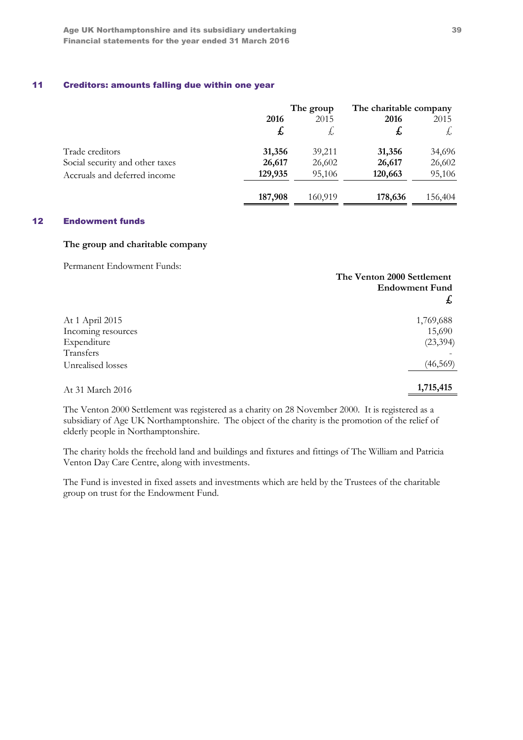## 11 Creditors: amounts falling due within one year

| | The group | | The charitable company | |
|---|---|---|---|---|
| | **2016** | 2015 | **2016** | 2015 |
| | **£** | £ | **£** | £ |
| Trade creditors | **31,356** | 39,211 | **31,356** | 34,696 |
| Social security and other taxes | **26,617** | 26,602 | **26,617** | 26,602 |
| Accruals and deferred income | **129,935** | 95,106 | **120,663** | 95,106 |
| | **187,908** | 160,919 | **178,636** | 156,404 |

## 12 Endowment funds

**The group and charitable company**

Permanent Endowment Funds:

| | **The Venton 2000 Settlement Endowment Fund** |
|---|---|
| | **£** |
| At 1 April 2015 | 1,769,688 |
| Incoming resources | 15,690 |
| Expenditure | (23,394) |
| Transfers | - |
| Unrealised losses | (46,569) |
| At 31 March 2016 | **1,715,415** |

The Venton 2000 Settlement was registered as a charity on 28 November 2000. It is registered as a subsidiary of Age UK Northamptonshire. The object of the charity is the promotion of the relief of elderly people in Northamptonshire.

The charity holds the freehold land and buildings and fixtures and fittings of The William and Patricia Venton Day Care Centre, along with investments.

The Fund is invested in fixed assets and investments which are held by the Trustees of the charitable group on trust for the Endowment Fund.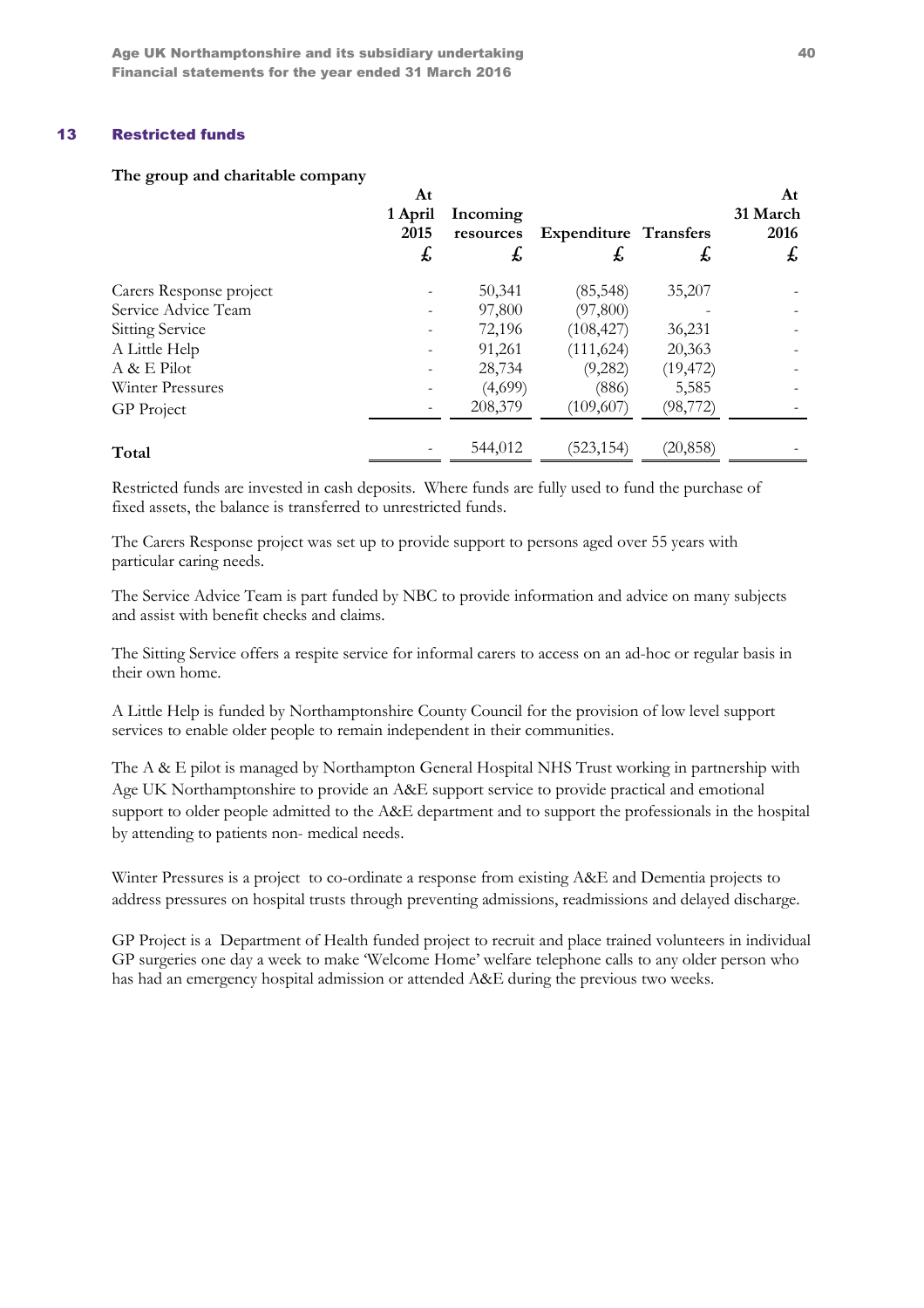## 13 Restricted funds

**The group and charitable company**

| | At 1 April 2015 £ | Incoming resources £ | Expenditure £ | Transfers £ | At 31 March 2016 £ |
|---|---|---|---|---|---|
| Carers Response project | - | 50,341 | (85,548) | 35,207 | - |
| Service Advice Team | - | 97,800 | (97,800) | - | - |
| Sitting Service | - | 72,196 | (108,427) | 36,231 | - |
| A Little Help | - | 91,261 | (111,624) | 20,363 | - |
| A & E Pilot | - | 28,734 | (9,282) | (19,472) | - |
| Winter Pressures | - | (4,699) | (886) | 5,585 | - |
| GP Project | - | 208,379 | (109,607) | (98,772) | - |
| **Total** | - | 544,012 | (523,154) | (20,858) | - |

Restricted funds are invested in cash deposits. Where funds are fully used to fund the purchase of fixed assets, the balance is transferred to unrestricted funds.

The Carers Response project was set up to provide support to persons aged over 55 years with particular caring needs.

The Service Advice Team is part funded by NBC to provide information and advice on many subjects and assist with benefit checks and claims.

The Sitting Service offers a respite service for informal carers to access on an ad-hoc or regular basis in their own home.

A Little Help is funded by Northamptonshire County Council for the provision of low level support services to enable older people to remain independent in their communities.

The A & E pilot is managed by Northampton General Hospital NHS Trust working in partnership with Age UK Northamptonshire to provide an A&E support service to provide practical and emotional support to older people admitted to the A&E department and to support the professionals in the hospital by attending to patients non- medical needs.

Winter Pressures is a project to co-ordinate a response from existing A&E and Dementia projects to address pressures on hospital trusts through preventing admissions, readmissions and delayed discharge.

GP Project is a Department of Health funded project to recruit and place trained volunteers in individual GP surgeries one day a week to make 'Welcome Home' welfare telephone calls to any older person who has had an emergency hospital admission or attended A&E during the previous two weeks.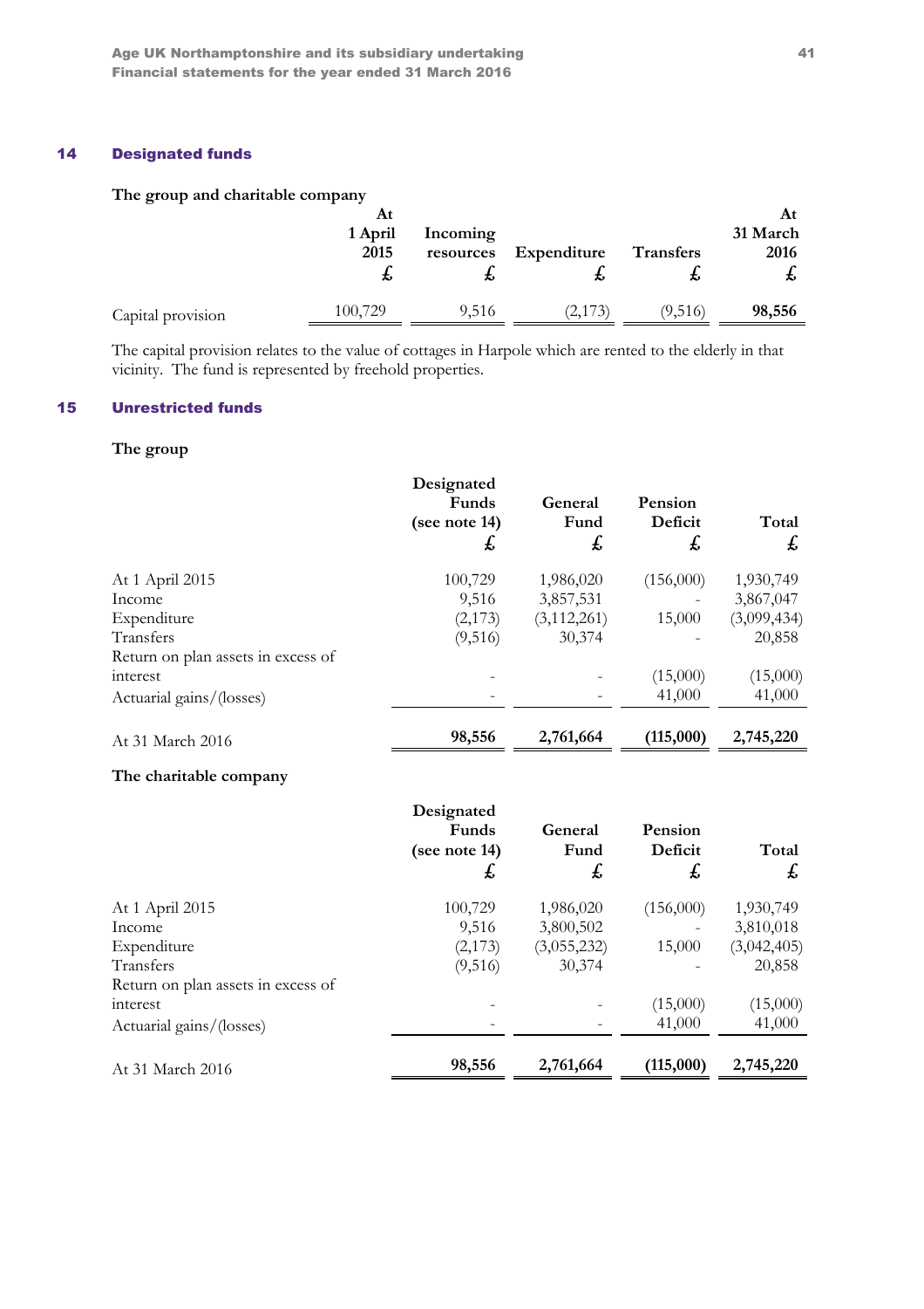## 14 Designated funds

**The group and charitable company**

| | At 1 April 2015 £ | Incoming resources £ | Expenditure £ | Transfers £ | At 31 March 2016 £ |
|---|---|---|---|---|---|
| Capital provision | 100,729 | 9,516 | (2,173) | (9,516) | **98,556** |

The capital provision relates to the value of cottages in Harpole which are rented to the elderly in that vicinity. The fund is represented by freehold properties.

## 15 Unrestricted funds

**The group**

| | Designated Funds (see note 14) £ | General Fund £ | Pension Deficit £ | Total £ |
|---|---|---|---|---|
| At 1 April 2015 | 100,729 | 1,986,020 | (156,000) | 1,930,749 |
| Income | 9,516 | 3,857,531 | - | 3,867,047 |
| Expenditure | (2,173) | (3,112,261) | 15,000 | (3,099,434) |
| Transfers | (9,516) | 30,374 | - | 20,858 |
| Return on plan assets in excess of interest | - | - | (15,000) | (15,000) |
| Actuarial gains/(losses) | - | - | 41,000 | 41,000 |
| At 31 March 2016 | **98,556** | **2,761,664** | **(115,000)** | **2,745,220** |

**The charitable company**

| | Designated Funds (see note 14) £ | General Fund £ | Pension Deficit £ | Total £ |
|---|---|---|---|---|
| At 1 April 2015 | 100,729 | 1,986,020 | (156,000) | 1,930,749 |
| Income | 9,516 | 3,800,502 | - | 3,810,018 |
| Expenditure | (2,173) | (3,055,232) | 15,000 | (3,042,405) |
| Transfers | (9,516) | 30,374 | - | 20,858 |
| Return on plan assets in excess of interest | - | - | (15,000) | (15,000) |
| Actuarial gains/(losses) | - | - | 41,000 | 41,000 |
| At 31 March 2016 | **98,556** | **2,761,664** | **(115,000)** | **2,745,220** |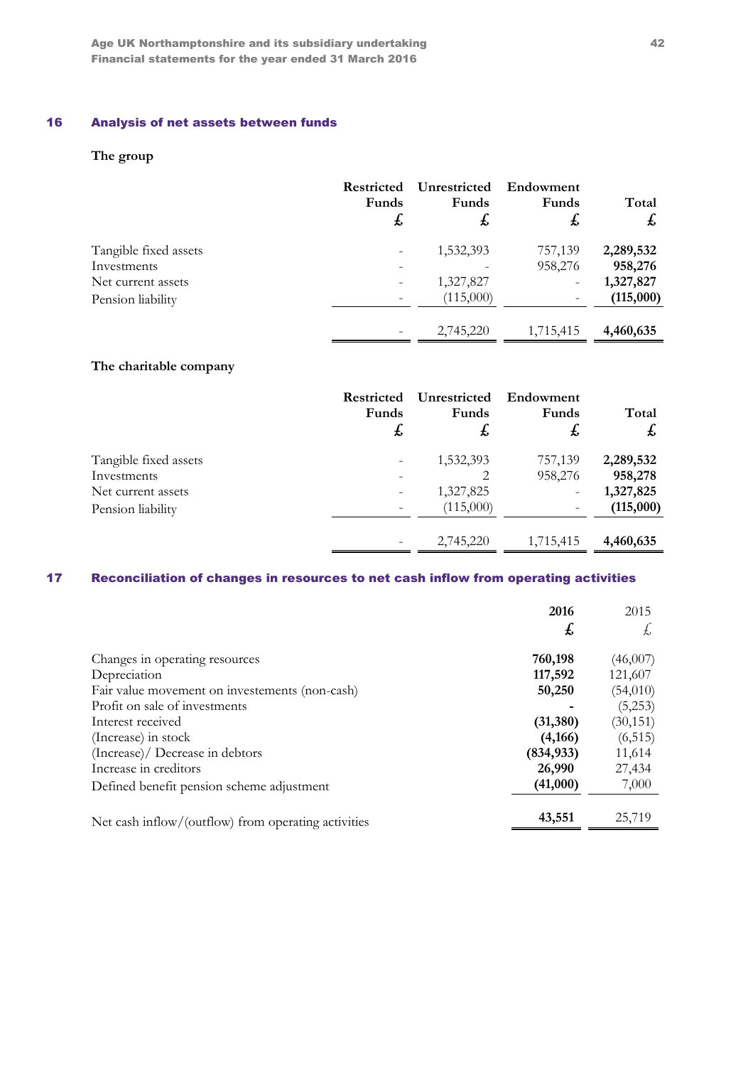## 16 Analysis of net assets between funds

**The group**

| | Restricted Funds £ | Unrestricted Funds £ | Endowment Funds £ | Total £ |
|---|---|---|---|---|
| Tangible fixed assets | - | 1,532,393 | 757,139 | **2,289,532** |
| Investments | - | - | 958,276 | **958,276** |
| Net current assets | - | 1,327,827 | - | **1,327,827** |
| Pension liability | - | (115,000) | - | **(115,000)** |
| | - | 2,745,220 | 1,715,415 | **4,460,635** |

**The charitable company**

| | Restricted Funds £ | Unrestricted Funds £ | Endowment Funds £ | Total £ |
|---|---|---|---|---|
| Tangible fixed assets | - | 1,532,393 | 757,139 | **2,289,532** |
| Investments | - | 2 | 958,276 | **958,278** |
| Net current assets | - | 1,327,825 | - | **1,327,825** |
| Pension liability | - | (115,000) | - | **(115,000)** |
| | - | 2,745,220 | 1,715,415 | **4,460,635** |

## 17 Reconciliation of changes in resources to net cash inflow from operating activities

| | **2016 £** | 2015 £ |
|---|---|---|
| Changes in operating resources | **760,198** | (46,007) |
| Depreciation | **117,592** | 121,607 |
| Fair value movement on investements (non-cash) | **50,250** | (54,010) |
| Profit on sale of investments | **-** | (5,253) |
| Interest received | **(31,380)** | (30,151) |
| (Increase) in stock | **(4,166)** | (6,515) |
| (Increase)/ Decrease in debtors | **(834,933)** | 11,614 |
| Increase in creditors | **26,990** | 27,434 |
| Defined benefit pension scheme adjustment | **(41,000)** | 7,000 |
| Net cash inflow/(outflow) from operating activities | **43,551** | 25,719 |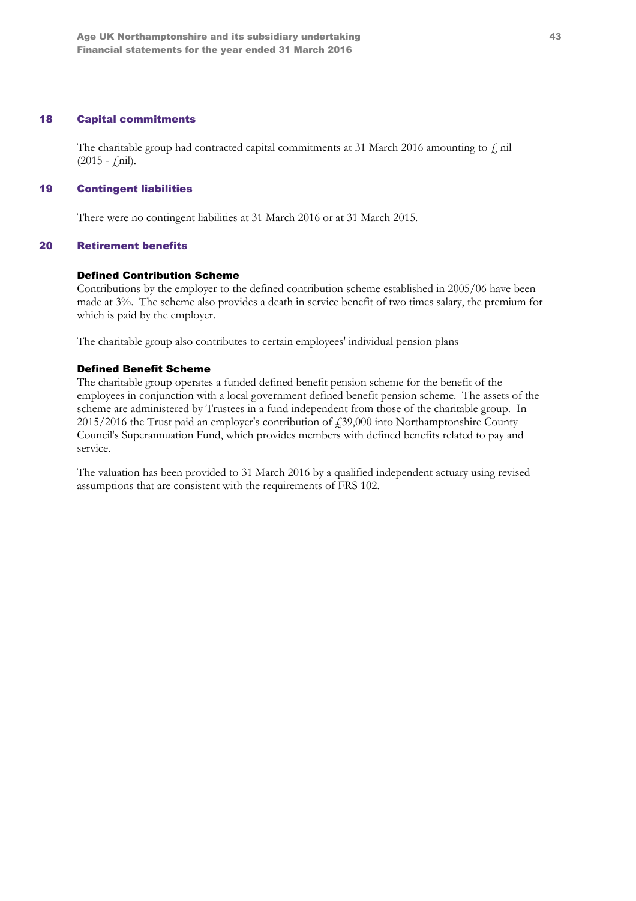## 18 Capital commitments

The charitable group had contracted capital commitments at 31 March 2016 amounting to £ nil (2015 - £nil).

## 19 Contingent liabilities

There were no contingent liabilities at 31 March 2016 or at 31 March 2015.

## 20 Retirement benefits

### Defined Contribution Scheme

Contributions by the employer to the defined contribution scheme established in 2005/06 have been made at 3%. The scheme also provides a death in service benefit of two times salary, the premium for which is paid by the employer.

The charitable group also contributes to certain employees' individual pension plans

### Defined Benefit Scheme

The charitable group operates a funded defined benefit pension scheme for the benefit of the employees in conjunction with a local government defined benefit pension scheme. The assets of the scheme are administered by Trustees in a fund independent from those of the charitable group. In 2015/2016 the Trust paid an employer's contribution of £39,000 into Northamptonshire County Council's Superannuation Fund, which provides members with defined benefits related to pay and service.

The valuation has been provided to 31 March 2016 by a qualified independent actuary using revised assumptions that are consistent with the requirements of FRS 102.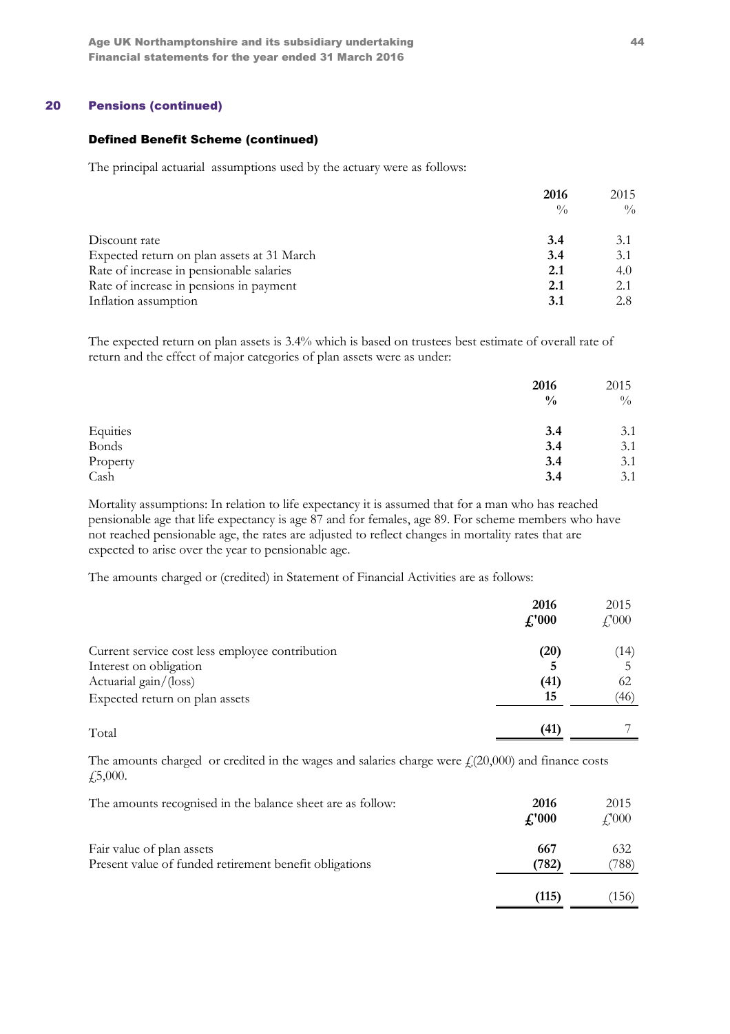## 20 Pensions (continued)

### Defined Benefit Scheme (continued)

The principal actuarial assumptions used by the actuary were as follows:

| | 2016 % | 2015 % |
|---|---|---|
| Discount rate | **3.4** | 3.1 |
| Expected return on plan assets at 31 March | **3.4** | 3.1 |
| Rate of increase in pensionable salaries | **2.1** | 4.0 |
| Rate of increase in pensions in payment | **2.1** | 2.1 |
| Inflation assumption | **3.1** | 2.8 |

The expected return on plan assets is 3.4% which is based on trustees best estimate of overall rate of return and the effect of major categories of plan assets were as under:

| | 2016 % | 2015 % |
|---|---|---|
| Equities | **3.4** | 3.1 |
| Bonds | **3.4** | 3.1 |
| Property | **3.4** | 3.1 |
| Cash | **3.4** | 3.1 |

Mortality assumptions: In relation to life expectancy it is assumed that for a man who has reached pensionable age that life expectancy is age 87 and for females, age 89. For scheme members who have not reached pensionable age, the rates are adjusted to reflect changes in mortality rates that are expected to arise over the year to pensionable age.

The amounts charged or (credited) in Statement of Financial Activities are as follows:

| | 2016 £'000 | 2015 £'000 |
|---|---|---|
| Current service cost less employee contribution | **(20)** | (14) |
| Interest on obligation | **5** | 5 |
| Actuarial gain/(loss) | **(41)** | 62 |
| Expected return on plan assets | **15** | (46) |
| Total | **(41)** | 7 |

The amounts charged or credited in the wages and salaries charge were £(20,000) and finance costs £5,000.

| The amounts recognised in the balance sheet are as follow: | 2016 £'000 | 2015 £'000 |
|---|---|---|
| Fair value of plan assets | **667** | 632 |
| Present value of funded retirement benefit obligations | **(782)** | (788) |
| | **(115)** | (156) |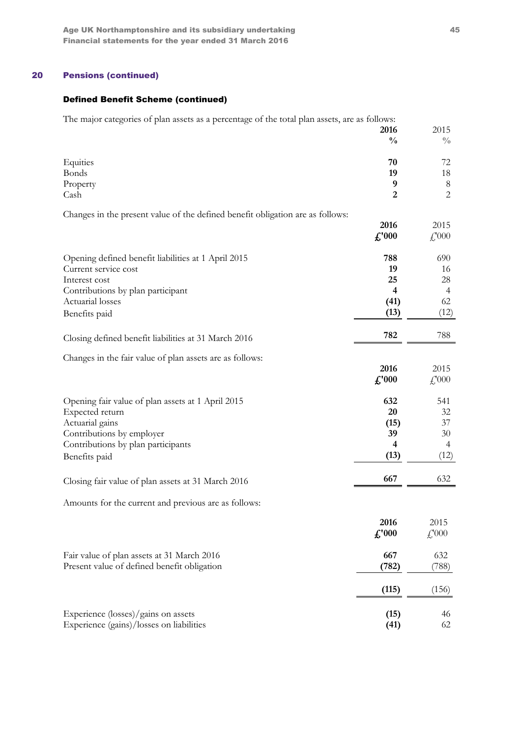## 20 Pensions (continued)

### Defined Benefit Scheme (continued)

The major categories of plan assets as a percentage of the total plan assets, are as follows:

| | **2016** | 2015 |
|---|---|---|
| | **%** | % |
| Equities | **70** | 72 |
| Bonds | **19** | 18 |
| Property | **9** | 8 |
| Cash | **2** | 2 |

Changes in the present value of the defined benefit obligation are as follows:

| | **2016** | 2015 |
|---|---|---|
| | **£'000** | £'000 |
| Opening defined benefit liabilities at 1 April 2015 | **788** | 690 |
| Current service cost | **19** | 16 |
| Interest cost | **25** | 28 |
| Contributions by plan participant | **4** | 4 |
| Actuarial losses | **(41)** | 62 |
| Benefits paid | **(13)** | (12) |
| Closing defined benefit liabilities at 31 March 2016 | **782** | 788 |

Changes in the fair value of plan assets are as follows:

| | **2016** | 2015 |
|---|---|---|
| | **£'000** | £'000 |
| Opening fair value of plan assets at 1 April 2015 | **632** | 541 |
| Expected return | **20** | 32 |
| Actuarial gains | **(15)** | 37 |
| Contributions by employer | **39** | 30 |
| Contributions by plan participants | **4** | 4 |
| Benefits paid | **(13)** | (12) |
| Closing fair value of plan assets at 31 March 2016 | **667** | 632 |

Amounts for the current and previous are as follows:

| | **2016** | 2015 |
|---|---|---|
| | **£'000** | £'000 |
| Fair value of plan assets at 31 March 2016 | **667** | 632 |
| Present value of defined benefit obligation | **(782)** | (788) |
| | **(115)** | (156) |
| Experience (losses)/gains on assets | **(15)** | 46 |
| Experience (gains)/losses on liabilities | **(41)** | 62 |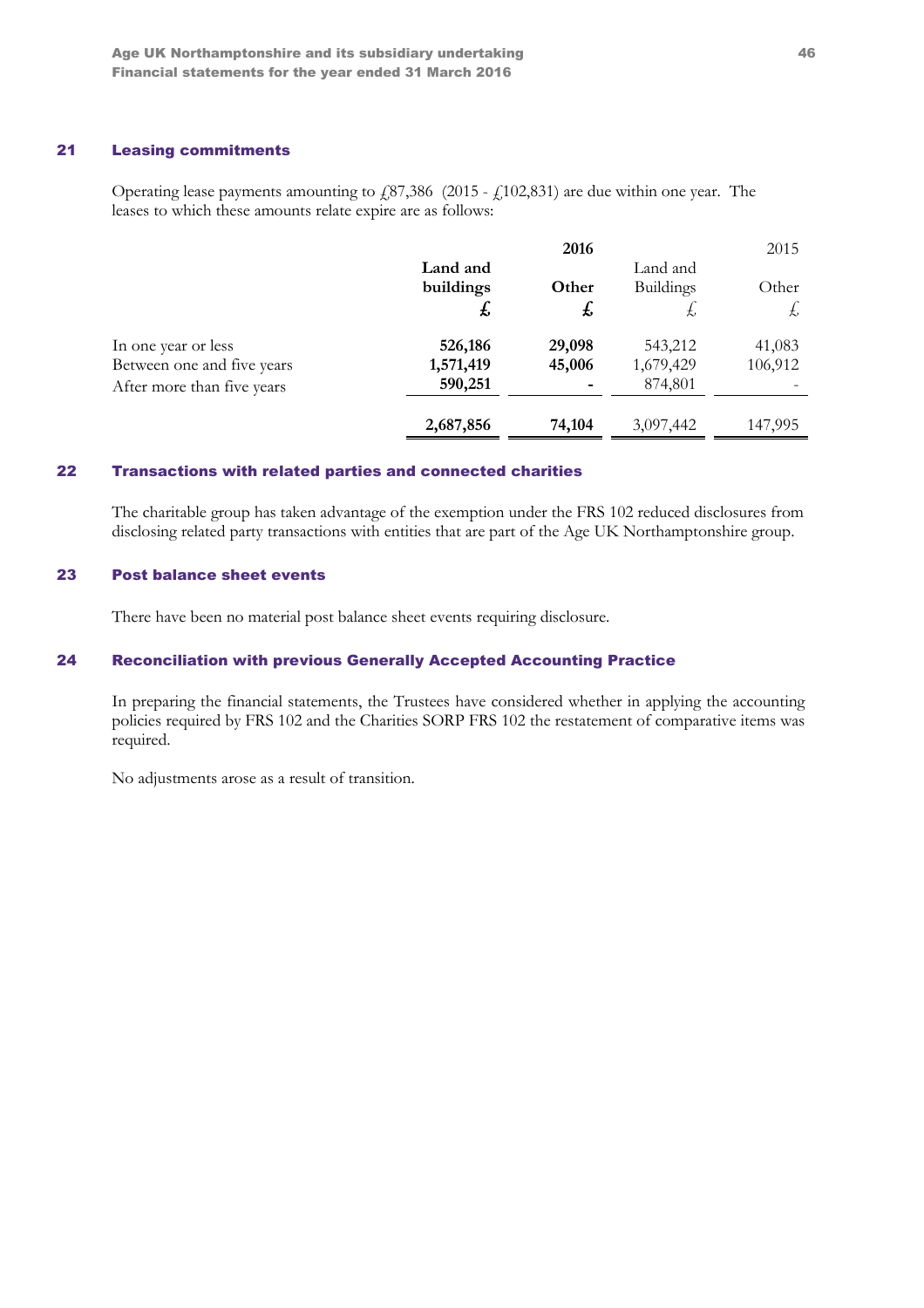## 21 Leasing commitments

Operating lease payments amounting to £87,386 (2015 - £102,831) are due within one year. The leases to which these amounts relate expire are as follows:

| | 2016 | | 2015 | |
|---|---|---|---|---|
| | **Land and buildings** | **Other** | Land and Buildings | Other |
| | **£** | **£** | £ | £ |
| In one year or less | **526,186** | **29,098** | 543,212 | 41,083 |
| Between one and five years | **1,571,419** | **45,006** | 1,679,429 | 106,912 |
| After more than five years | **590,251** | **-** | 874,801 | - |
| | **2,687,856** | **74,104** | 3,097,442 | 147,995 |

## 22 Transactions with related parties and connected charities

The charitable group has taken advantage of the exemption under the FRS 102 reduced disclosures from disclosing related party transactions with entities that are part of the Age UK Northamptonshire group.

## 23 Post balance sheet events

There have been no material post balance sheet events requiring disclosure.

## 24 Reconciliation with previous Generally Accepted Accounting Practice

In preparing the financial statements, the Trustees have considered whether in applying the accounting policies required by FRS 102 and the Charities SORP FRS 102 the restatement of comparative items was required.

No adjustments arose as a result of transition.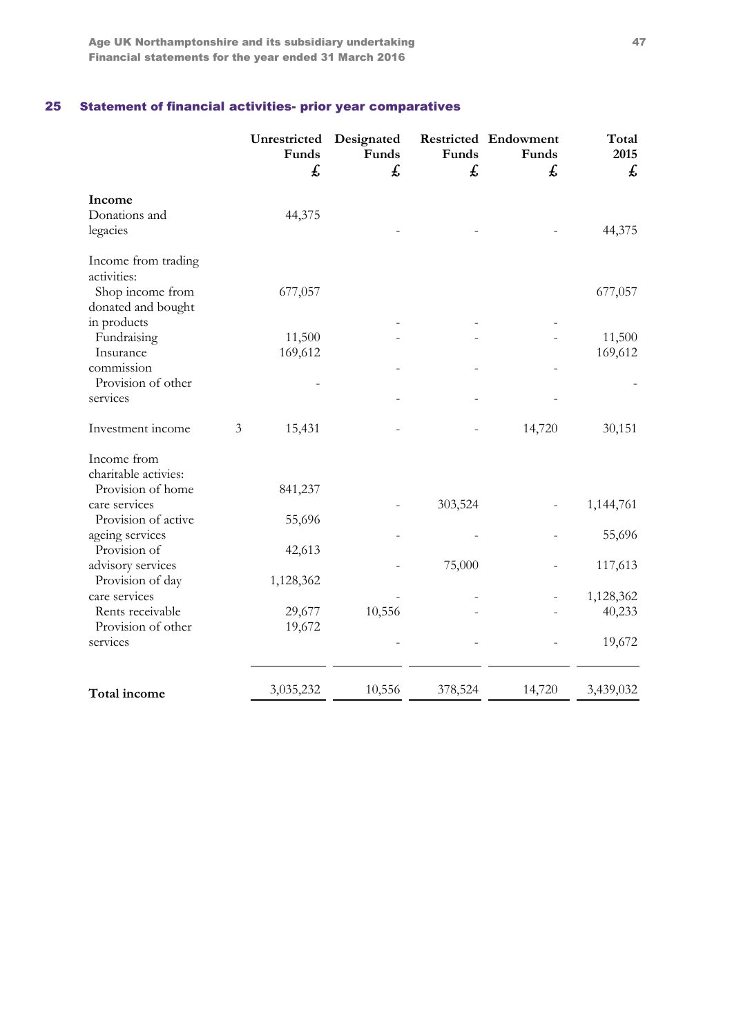## 25 Statement of financial activities- prior year comparatives

| | | Unrestricted Funds £ | Designated Funds £ | Restricted Funds £ | Endowment Funds £ | Total 2015 £ |
|---|---|---|---|---|---|---|
| **Income** | | | | | | |
| Donations and legacies | | 44,375 | - | - | - | 44,375 |
| Income from trading activities: | | | | | | |
| Shop income from donated and bought in products | | 677,057 | - | - | - | 677,057 |
| Fundraising | | 11,500 | - | - | - | 11,500 |
| Insurance commission | | 169,612 | - | - | - | 169,612 |
| Provision of other services | | - | - | - | - | - |
| Investment income | 3 | 15,431 | - | - | 14,720 | 30,151 |
| Income from charitable activies: | | | | | | |
| Provision of home care services | | 841,237 | - | 303,524 | - | 1,144,761 |
| Provision of active ageing services | | 55,696 | - | - | - | 55,696 |
| Provision of advisory services | | 42,613 | - | 75,000 | - | 117,613 |
| Provision of day care services | | 1,128,362 | - | - | - | 1,128,362 |
| Rents receivable | | 29,677 | 10,556 | - | - | 40,233 |
| Provision of other services | | 19,672 | - | - | - | 19,672 |
| **Total income** | | 3,035,232 | 10,556 | 378,524 | 14,720 | 3,439,032 |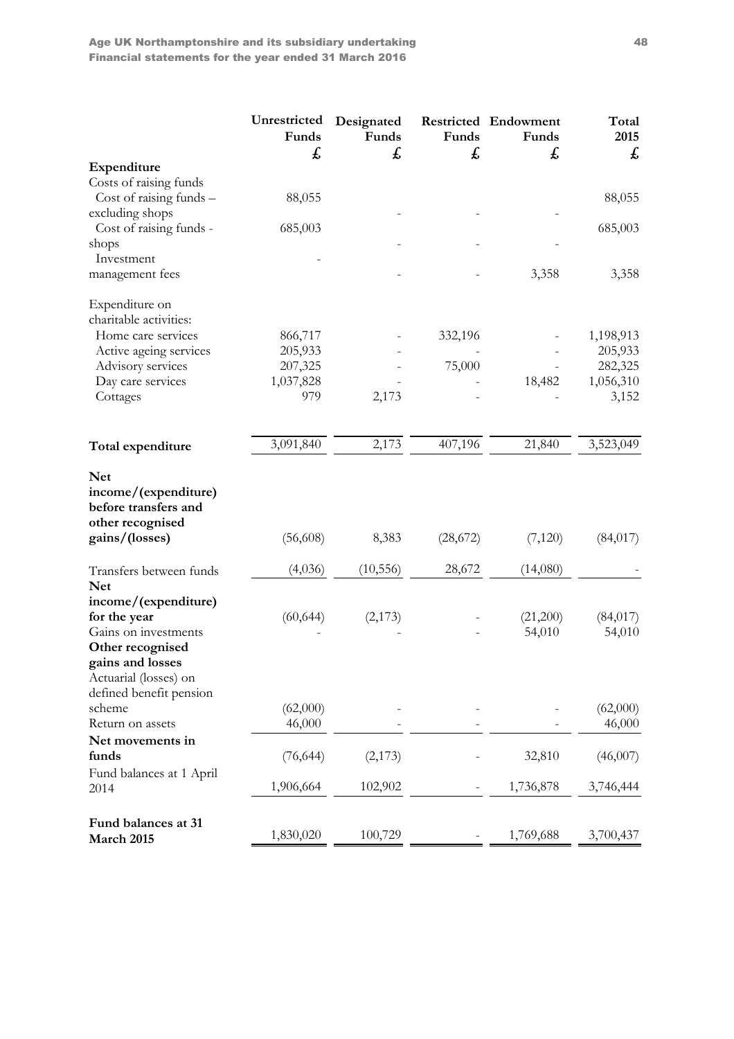| | Unrestricted Funds £ | Designated Funds £ | Restricted Funds £ | Endowment Funds £ | Total 2015 £ |
|---|---|---|---|---|---|
| **Expenditure** | | | | | |
| Costs of raising funds | | | | | |
| Cost of raising funds – excluding shops | 88,055 | - | - | - | 88,055 |
| Cost of raising funds - shops | 685,003 | - | - | - | 685,003 |
| Investment management fees | - | - | - | 3,358 | 3,358 |
| Expenditure on charitable activities: | | | | | |
| Home care services | 866,717 | - | 332,196 | - | 1,198,913 |
| Active ageing services | 205,933 | - | - | - | 205,933 |
| Advisory services | 207,325 | - | 75,000 | - | 282,325 |
| Day care services | 1,037,828 | - | - | 18,482 | 1,056,310 |
| Cottages | 979 | 2,173 | - | - | 3,152 |
| **Total expenditure** | 3,091,840 | 2,173 | 407,196 | 21,840 | 3,523,049 |
| **Net income/(expenditure) before transfers and other recognised gains/(losses)** | (56,608) | 8,383 | (28,672) | (7,120) | (84,017) |
| Transfers between funds | (4,036) | (10,556) | 28,672 | (14,080) | - |
| **Net income/(expenditure) for the year** | (60,644) | (2,173) | - | (21,200) | (84,017) |
| Gains on investments | - | - | - | 54,010 | 54,010 |
| **Other recognised gains and losses** | | | | | |
| Actuarial (losses) on defined benefit pension scheme | (62,000) | - | - | - | (62,000) |
| Return on assets | 46,000 | - | - | - | 46,000 |
| **Net movements in funds** | (76,644) | (2,173) | - | 32,810 | (46,007) |
| Fund balances at 1 April 2014 | 1,906,664 | 102,902 | - | 1,736,878 | 3,746,444 |
| **Fund balances at 31 March 2015** | 1,830,020 | 100,729 | - | 1,769,688 | 3,700,437 |